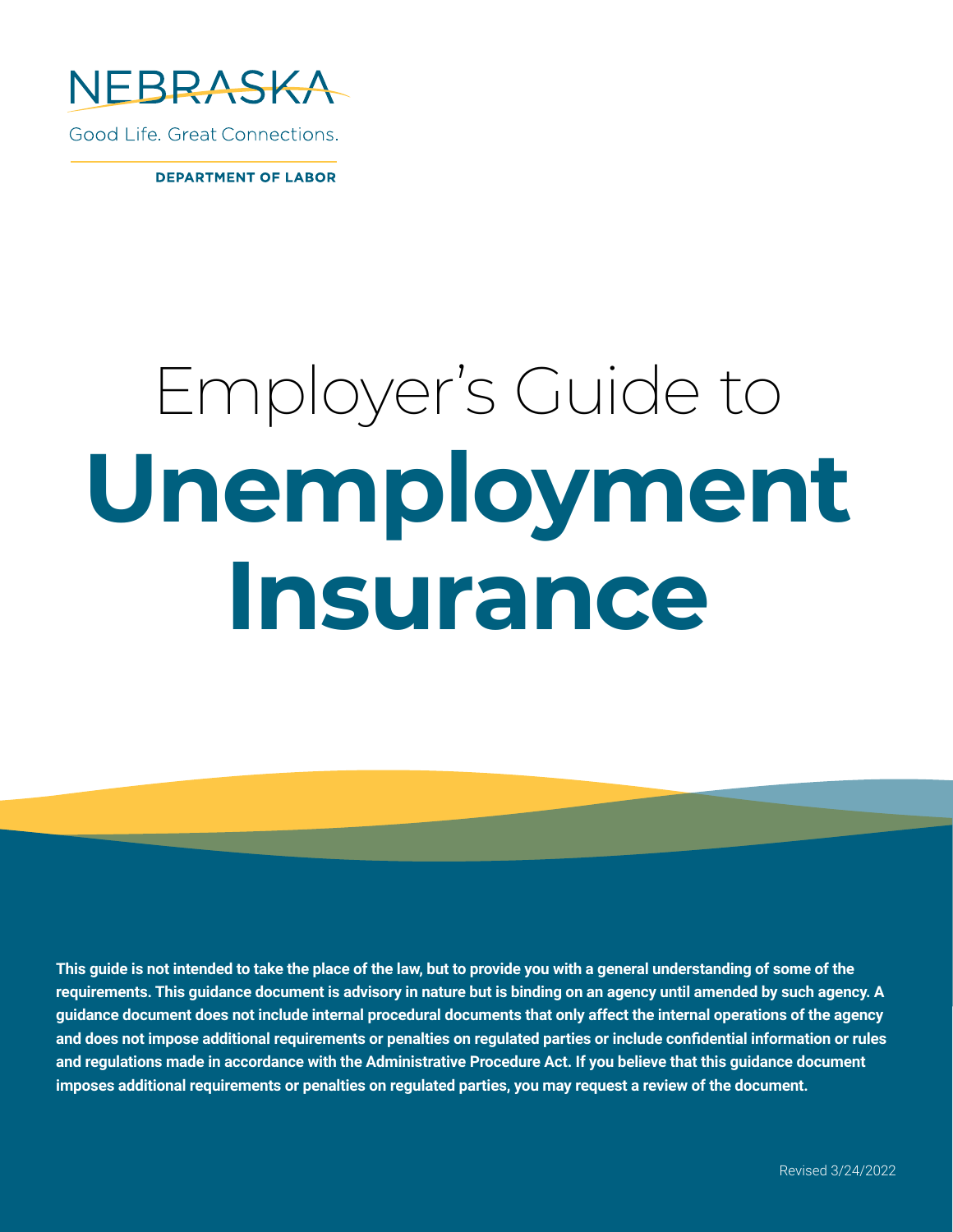NEBRASKA

Good Life. Great Connections.

**DEPARTMENT OF LABOR**

# Employer's Guide to **Unemployment Insurance**

**This guide is not intended to take the place of the law, but to provide you with a general understanding of some of the requirements. This guidance document is advisory in nature but is binding on an agency until amended by such agency. A guidance document does not include internal procedural documents that only affect the internal operations of the agency and does not impose additional requirements or penalties on regulated parties or include confidential information or rules and regulations made in accordance with the Administrative Procedure Act. If you believe that this guidance document imposes additional requirements or penalties on regulated parties, you may request a review of the document.**

Revised 3/24/2022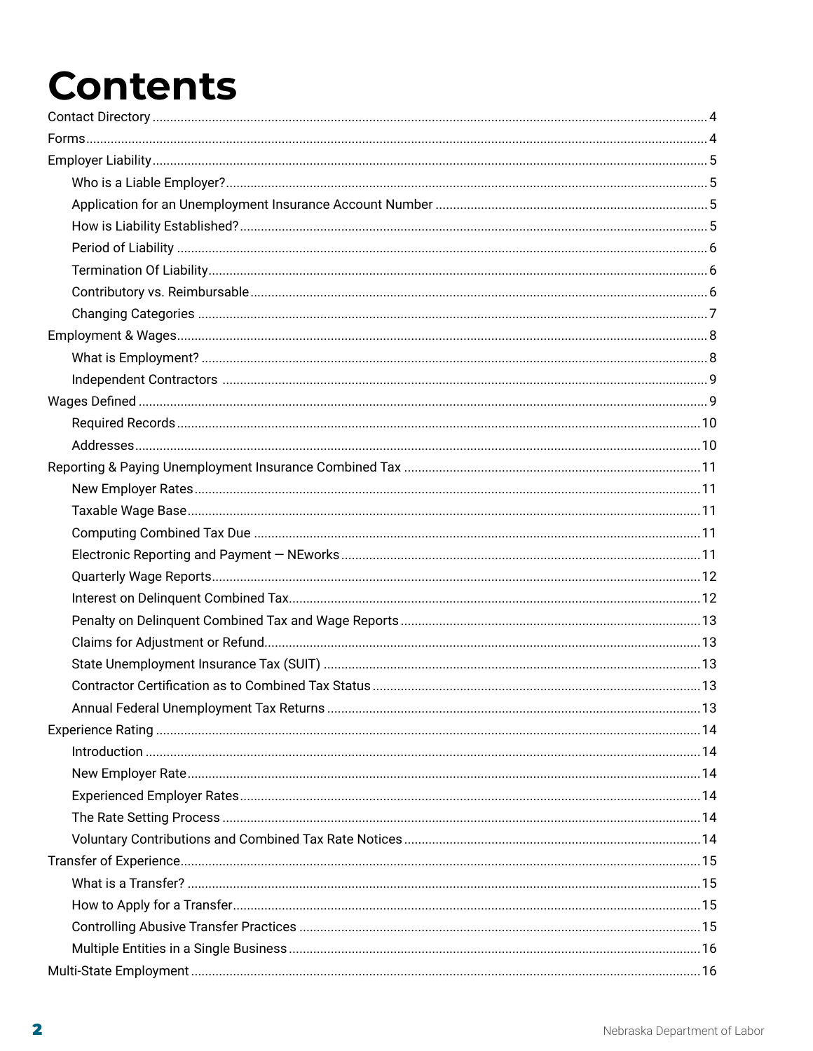# Contents

- Contact Directory ..... 4
- Forms ..... 4
- Employer Liability ..... 5
  - Who is a Liable Employer? ..... 5
  - Application for an Unemployment Insurance Account Number ..... 5
  - How is Liability Established? ..... 5
  - Period of Liability ..... 6
  - Termination Of Liability ..... 6
  - Contributory vs. Reimbursable ..... 6
  - Changing Categories ..... 7
- Employment & Wages ..... 8
  - What is Employment? ..... 8
  - Independent Contractors ..... 9
- Wages Defined ..... 9
  - Required Records ..... 10
  - Addresses ..... 10
- Reporting & Paying Unemployment Insurance Combined Tax ..... 11
  - New Employer Rates ..... 11
  - Taxable Wage Base ..... 11
  - Computing Combined Tax Due ..... 11
  - Electronic Reporting and Payment — NEworks ..... 11
  - Quarterly Wage Reports ..... 12
  - Interest on Delinquent Combined Tax ..... 12
  - Penalty on Delinquent Combined Tax and Wage Reports ..... 13
  - Claims for Adjustment or Refund ..... 13
  - State Unemployment Insurance Tax (SUIT) ..... 13
  - Contractor Certification as to Combined Tax Status ..... 13
  - Annual Federal Unemployment Tax Returns ..... 13
- Experience Rating ..... 14
  - Introduction ..... 14
  - New Employer Rate ..... 14
  - Experienced Employer Rates ..... 14
  - The Rate Setting Process ..... 14
  - Voluntary Contributions and Combined Tax Rate Notices ..... 14
- Transfer of Experience ..... 15
  - What is a Transfer? ..... 15
  - How to Apply for a Transfer ..... 15
  - Controlling Abusive Transfer Practices ..... 15
  - Multiple Entities in a Single Business ..... 16
- Multi-State Employment ..... 16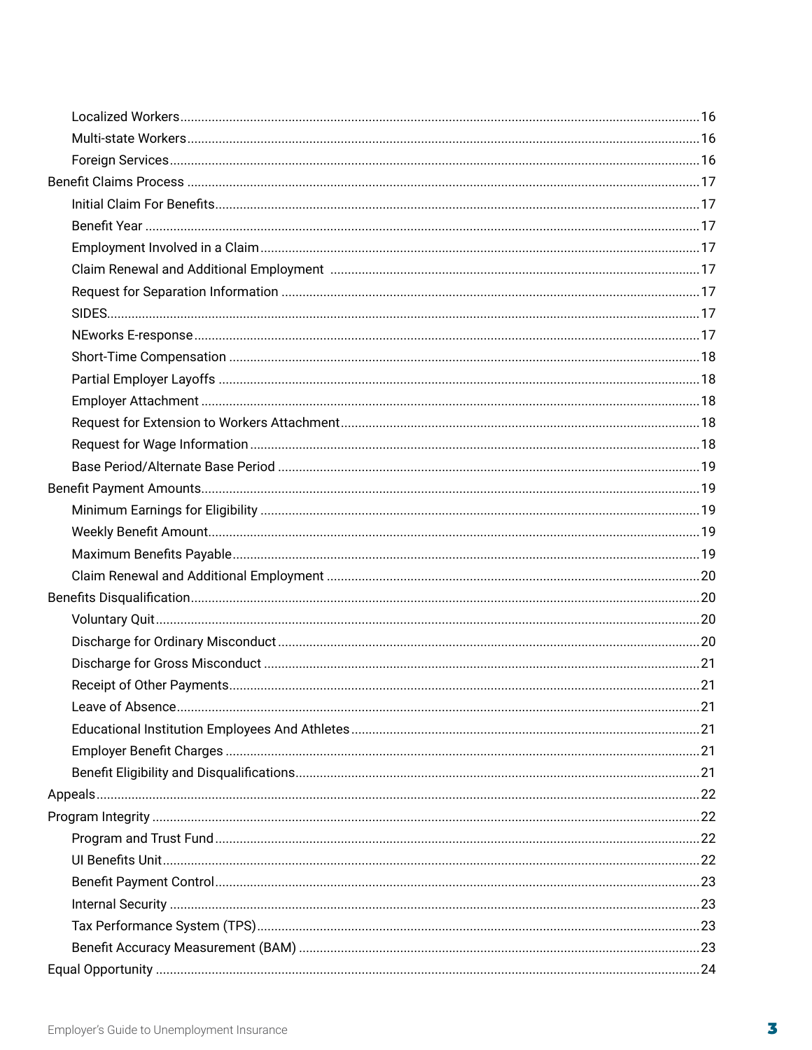- Localized Workers ....................................................... 16
- Multi-state Workers ..................................................... 16
- Foreign Services ........................................................ 16

Benefit Claims Process ..................................................... 17

- Initial Claim For Benefits .............................................. 17
- Benefit Year ............................................................ 17
- Employment Involved in a Claim .......................................... 17
- Claim Renewal and Additional Employment ................................. 17
- Request for Separation Information ...................................... 17
- SIDES ................................................................... 17
- NEworks E-response ...................................................... 17
- Short-Time Compensation ................................................. 18
- Partial Employer Layoffs ................................................ 18
- Employer Attachment ..................................................... 18
- Request for Extension to Workers Attachment ............................. 18
- Request for Wage Information ............................................ 18
- Base Period/Alternate Base Period ....................................... 19

Benefit Payment Amounts .................................................... 19

- Minimum Earnings for Eligibility ........................................ 19
- Weekly Benefit Amount ................................................... 19
- Maximum Benefits Payable ................................................ 19
- Claim Renewal and Additional Employment ................................. 20

Benefits Disqualification .................................................. 20

- Voluntary Quit .......................................................... 20
- Discharge for Ordinary Misconduct ....................................... 20
- Discharge for Gross Misconduct .......................................... 21
- Receipt of Other Payments ............................................... 21
- Leave of Absence ........................................................ 21
- Educational Institution Employees And Athletes .......................... 21
- Employer Benefit Charges ................................................ 21
- Benefit Eligibility and Disqualifications ............................... 21

Appeals .................................................................... 22

Program Integrity .......................................................... 22

- Program and Trust Fund .................................................. 22
- UI Benefits Unit ........................................................ 22
- Benefit Payment Control ................................................. 23
- Internal Security ....................................................... 23
- Tax Performance System (TPS) ............................................ 23
- Benefit Accuracy Measurement (BAM) ...................................... 23

Equal Opportunity .......................................................... 24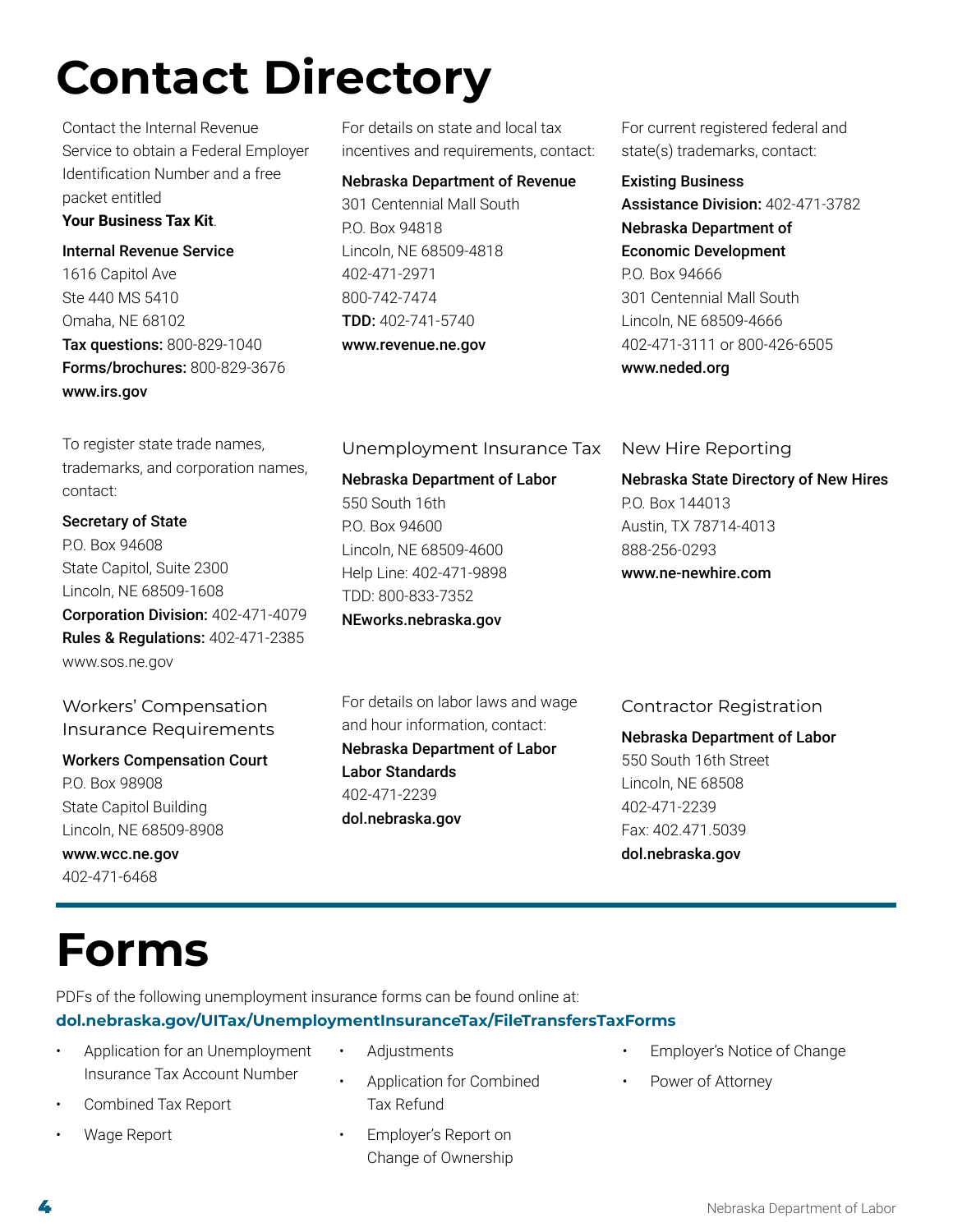# Contact Directory

Contact the Internal Revenue Service to obtain a Federal Employer Identification Number and a free packet entitled **Your Business Tax Kit**.

**Internal Revenue Service**
1616 Capitol Ave
Ste 440 MS 5410
Omaha, NE 68102
**Tax questions:** 800-829-1040
**Forms/brochures:** 800-829-3676
**www.irs.gov**

For details on state and local tax incentives and requirements, contact:

**Nebraska Department of Revenue**
301 Centennial Mall South
P.O. Box 94818
Lincoln, NE 68509-4818
402-471-2971
800-742-7474
**TDD:** 402-741-5740
**www.revenue.ne.gov**

For current registered federal and state(s) trademarks, contact:

**Existing Business Assistance Division:** 402-471-3782
**Nebraska Department of Economic Development**
P.O. Box 94666
301 Centennial Mall South
Lincoln, NE 68509-4666
402-471-3111 or 800-426-6505
**www.neded.org**

To register state trade names, trademarks, and corporation names, contact:

**Secretary of State**
P.O. Box 94608
State Capitol, Suite 2300
Lincoln, NE 68509-1608
**Corporation Division:** 402-471-4079
**Rules & Regulations:** 402-471-2385
www.sos.ne.gov

### Unemployment Insurance Tax

**Nebraska Department of Labor**
550 South 16th
P.O. Box 94600
Lincoln, NE 68509-4600
Help Line: 402-471-9898
TDD: 800-833-7352
**NEworks.nebraska.gov**

### New Hire Reporting

**Nebraska State Directory of New Hires**
P.O. Box 144013
Austin, TX 78714-4013
888-256-0293
**www.ne-newhire.com**

### Workers' Compensation Insurance Requirements

**Workers Compensation Court**
P.O. Box 98908
State Capitol Building
Lincoln, NE 68509-8908
**www.wcc.ne.gov**
402-471-6468

For details on labor laws and wage and hour information, contact:
**Nebraska Department of Labor**
**Labor Standards**
402-471-2239
**dol.nebraska.gov**

### Contractor Registration

**Nebraska Department of Labor**
550 South 16th Street
Lincoln, NE 68508
402-471-2239
Fax: 402.471.5039
**dol.nebraska.gov**

# Forms

PDFs of the following unemployment insurance forms can be found online at:
**dol.nebraska.gov/UITax/UnemploymentInsuranceTax/FileTransfersTaxForms**

- Application for an Unemployment Insurance Tax Account Number
- Combined Tax Report
- Wage Report
- Adjustments
- Application for Combined Tax Refund
- Employer's Report on Change of Ownership
- Employer's Notice of Change
- Power of Attorney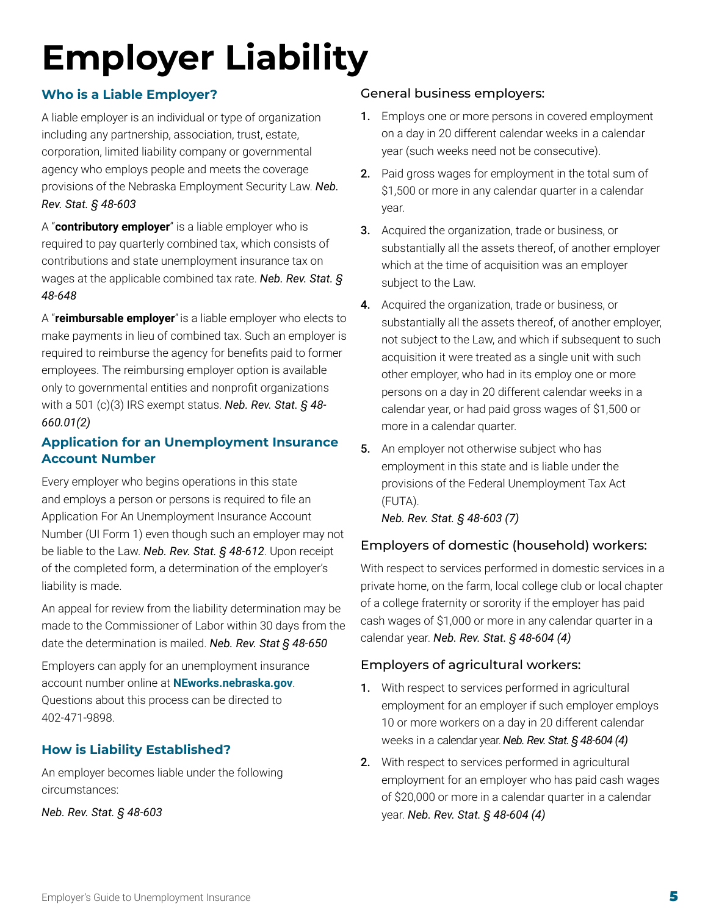# Employer Liability

## Who is a Liable Employer?

A liable employer is an individual or type of organization including any partnership, association, trust, estate, corporation, limited liability company or governmental agency who employs people and meets the coverage provisions of the Nebraska Employment Security Law. ***Neb. Rev. Stat. § 48-603***

A "**contributory employer**" is a liable employer who is required to pay quarterly combined tax, which consists of contributions and state unemployment insurance tax on wages at the applicable combined tax rate. ***Neb. Rev. Stat. § 48-648***

A "**reimbursable employer**" is a liable employer who elects to make payments in lieu of combined tax. Such an employer is required to reimburse the agency for benefits paid to former employees. The reimbursing employer option is available only to governmental entities and nonprofit organizations with a 501 (c)(3) IRS exempt status. ***Neb. Rev. Stat. § 48-660.01(2)***

## Application for an Unemployment Insurance Account Number

Every employer who begins operations in this state and employs a person or persons is required to file an Application For An Unemployment Insurance Account Number (UI Form 1) even though such an employer may not be liable to the Law. ***Neb. Rev. Stat. § 48-612***. Upon receipt of the completed form, a determination of the employer's liability is made.

An appeal for review from the liability determination may be made to the Commissioner of Labor within 30 days from the date the determination is mailed. ***Neb. Rev. Stat § 48-650***

Employers can apply for an unemployment insurance account number online at **NEworks.nebraska.gov**. Questions about this process can be directed to 402-471-9898.

## How is Liability Established?

An employer becomes liable under the following circumstances:

*Neb. Rev. Stat. § 48-603*

### General business employers:

1. Employs one or more persons in covered employment on a day in 20 different calendar weeks in a calendar year (such weeks need not be consecutive).
2. Paid gross wages for employment in the total sum of $1,500 or more in any calendar quarter in a calendar year.
3. Acquired the organization, trade or business, or substantially all the assets thereof, of another employer which at the time of acquisition was an employer subject to the Law.
4. Acquired the organization, trade or business, or substantially all the assets thereof, of another employer, not subject to the Law, and which if subsequent to such acquisition it were treated as a single unit with such other employer, who had in its employ one or more persons on a day in 20 different calendar weeks in a calendar year, or had paid gross wages of $1,500 or more in a calendar quarter.
5. An employer not otherwise subject who has employment in this state and is liable under the provisions of the Federal Unemployment Tax Act (FUTA).
   *Neb. Rev. Stat. § 48-603 (7)*

### Employers of domestic (household) workers:

With respect to services performed in domestic services in a private home, on the farm, local college club or local chapter of a college fraternity or sorority if the employer has paid cash wages of $1,000 or more in any calendar quarter in a calendar year. ***Neb. Rev. Stat. § 48-604 (4)***

### Employers of agricultural workers:

1. With respect to services performed in agricultural employment for an employer if such employer employs 10 or more workers on a day in 20 different calendar weeks in a calendar year. ***Neb. Rev. Stat. § 48-604 (4)***
2. With respect to services performed in agricultural employment for an employer who has paid cash wages of $20,000 or more in a calendar quarter in a calendar year. ***Neb. Rev. Stat. § 48-604 (4)***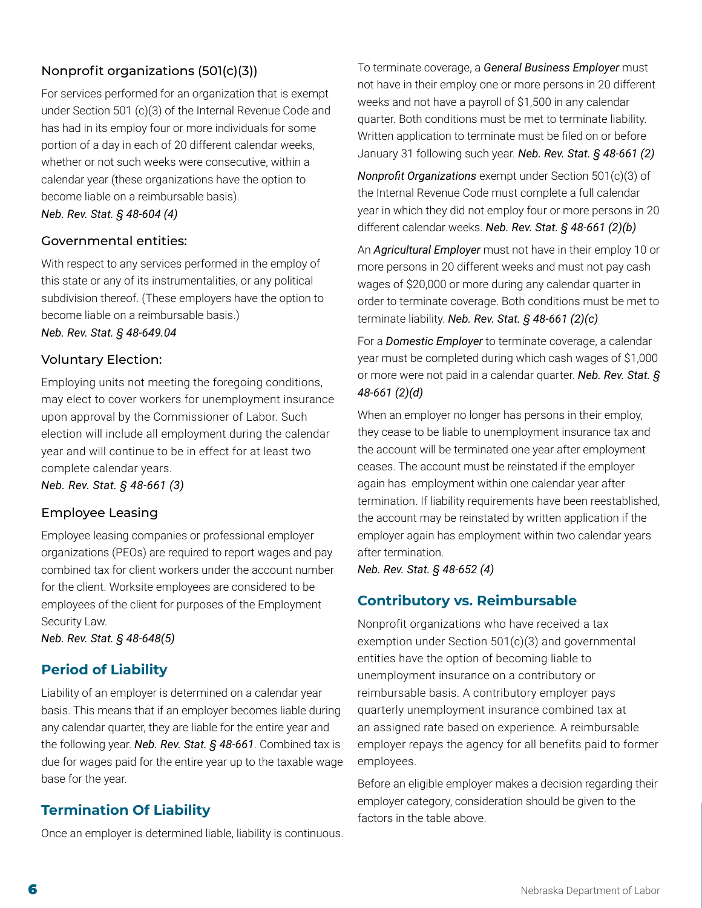### Nonprofit organizations (501(c)(3))

For services performed for an organization that is exempt under Section 501 (c)(3) of the Internal Revenue Code and has had in its employ four or more individuals for some portion of a day in each of 20 different calendar weeks, whether or not such weeks were consecutive, within a calendar year (these organizations have the option to become liable on a reimbursable basis).
*Neb. Rev. Stat. § 48-604 (4)*

### Governmental entities:

With respect to any services performed in the employ of this state or any of its instrumentalities, or any political subdivision thereof. (These employers have the option to become liable on a reimbursable basis.)
*Neb. Rev. Stat. § 48-649.04*

### Voluntary Election:

Employing units not meeting the foregoing conditions, may elect to cover workers for unemployment insurance upon approval by the Commissioner of Labor. Such election will include all employment during the calendar year and will continue to be in effect for at least two complete calendar years.
*Neb. Rev. Stat. § 48-661 (3)*

### Employee Leasing

Employee leasing companies or professional employer organizations (PEOs) are required to report wages and pay combined tax for client workers under the account number for the client. Worksite employees are considered to be employees of the client for purposes of the Employment Security Law.
*Neb. Rev. Stat. § 48-648(5)*

## Period of Liability

Liability of an employer is determined on a calendar year basis. This means that if an employer becomes liable during any calendar quarter, they are liable for the entire year and the following year. *Neb. Rev. Stat. § 48-661*. Combined tax is due for wages paid for the entire year up to the taxable wage base for the year.

## Termination Of Liability

Once an employer is determined liable, liability is continuous.

To terminate coverage, a ***General Business Employer*** must not have in their employ one or more persons in 20 different weeks and not have a payroll of $1,500 in any calendar quarter. Both conditions must be met to terminate liability. Written application to terminate must be filed on or before January 31 following such year. ***Neb. Rev. Stat. § 48-661 (2)***

***Nonprofit Organizations*** exempt under Section 501(c)(3) of the Internal Revenue Code must complete a full calendar year in which they did not employ four or more persons in 20 different calendar weeks. ***Neb. Rev. Stat. § 48-661 (2)(b)***

An ***Agricultural Employer*** must not have in their employ 10 or more persons in 20 different weeks and must not pay cash wages of $20,000 or more during any calendar quarter in order to terminate coverage. Both conditions must be met to terminate liability. ***Neb. Rev. Stat. § 48-661 (2)(c)***

For a ***Domestic Employer*** to terminate coverage, a calendar year must be completed during which cash wages of $1,000 or more were not paid in a calendar quarter. ***Neb. Rev. Stat. § 48-661 (2)(d)***

When an employer no longer has persons in their employ, they cease to be liable to unemployment insurance tax and the account will be terminated one year after employment ceases. The account must be reinstated if the employer again has employment within one calendar year after termination. If liability requirements have been reestablished, the account may be reinstated by written application if the employer again has employment within two calendar years after termination.
*Neb. Rev. Stat. § 48-652 (4)*

## Contributory vs. Reimbursable

Nonprofit organizations who have received a tax exemption under Section 501(c)(3) and governmental entities have the option of becoming liable to unemployment insurance on a contributory or reimbursable basis. A contributory employer pays quarterly unemployment insurance combined tax at an assigned rate based on experience. A reimbursable employer repays the agency for all benefits paid to former employees.

Before an eligible employer makes a decision regarding their employer category, consideration should be given to the factors in the table above.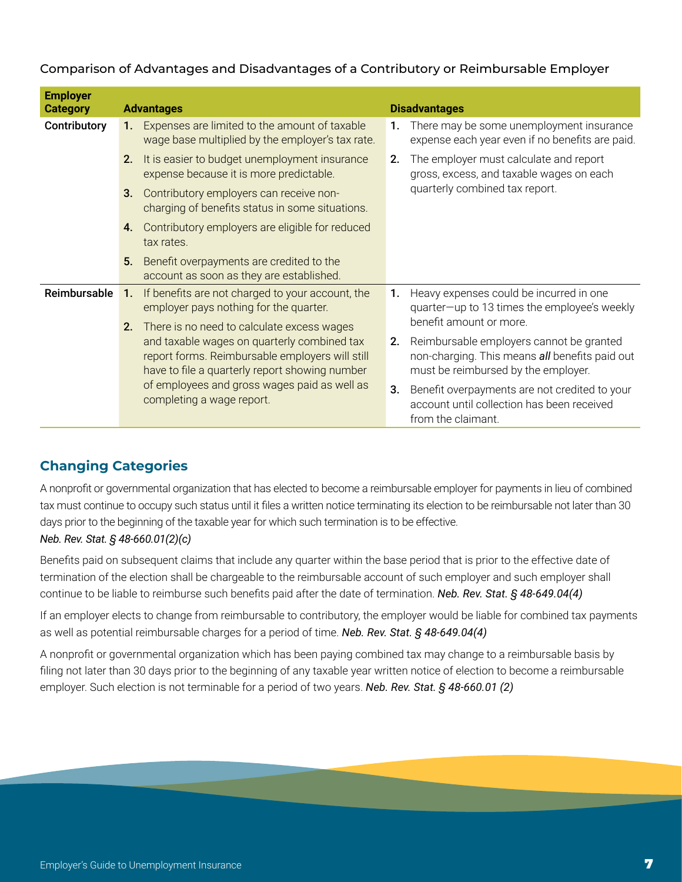Comparison of Advantages and Disadvantages of a Contributory or Reimbursable Employer

| Employer Category | Advantages | Disadvantages |
|---|---|---|
| Contributory | 1. Expenses are limited to the amount of taxable wage base multiplied by the employer's tax rate.<br>2. It is easier to budget unemployment insurance expense because it is more predictable.<br>3. Contributory employers can receive non-charging of benefits status in some situations.<br>4. Contributory employers are eligible for reduced tax rates.<br>5. Benefit overpayments are credited to the account as soon as they are established. | 1. There may be some unemployment insurance expense each year even if no benefits are paid.<br>2. The employer must calculate and report gross, excess, and taxable wages on each quarterly combined tax report. |
| Reimbursable | 1. If benefits are not charged to your account, the employer pays nothing for the quarter.<br>2. There is no need to calculate excess wages and taxable wages on quarterly combined tax report forms. Reimbursable employers will still have to file a quarterly report showing number of employees and gross wages paid as well as completing a wage report. | 1. Heavy expenses could be incurred in one quarter—up to 13 times the employee's weekly benefit amount or more.<br>2. Reimbursable employers cannot be granted non-charging. This means ***all*** benefits paid out must be reimbursed by the employer.<br>3. Benefit overpayments are not credited to your account until collection has been received from the claimant. |

## Changing Categories

A nonprofit or governmental organization that has elected to become a reimbursable employer for payments in lieu of combined tax must continue to occupy such status until it files a written notice terminating its election to be reimbursable not later than 30 days prior to the beginning of the taxable year for which such termination is to be effective.
*Neb. Rev. Stat. § 48-660.01(2)(c)*

Benefits paid on subsequent claims that include any quarter within the base period that is prior to the effective date of termination of the election shall be chargeable to the reimbursable account of such employer and such employer shall continue to be liable to reimburse such benefits paid after the date of termination. ***Neb. Rev. Stat. § 48-649.04(4)***

If an employer elects to change from reimbursable to contributory, the employer would be liable for combined tax payments as well as potential reimbursable charges for a period of time. ***Neb. Rev. Stat. § 48-649.04(4)***

A nonprofit or governmental organization which has been paying combined tax may change to a reimbursable basis by filing not later than 30 days prior to the beginning of any taxable year written notice of election to become a reimbursable employer. Such election is not terminable for a period of two years. ***Neb. Rev. Stat. § 48-660.01 (2)***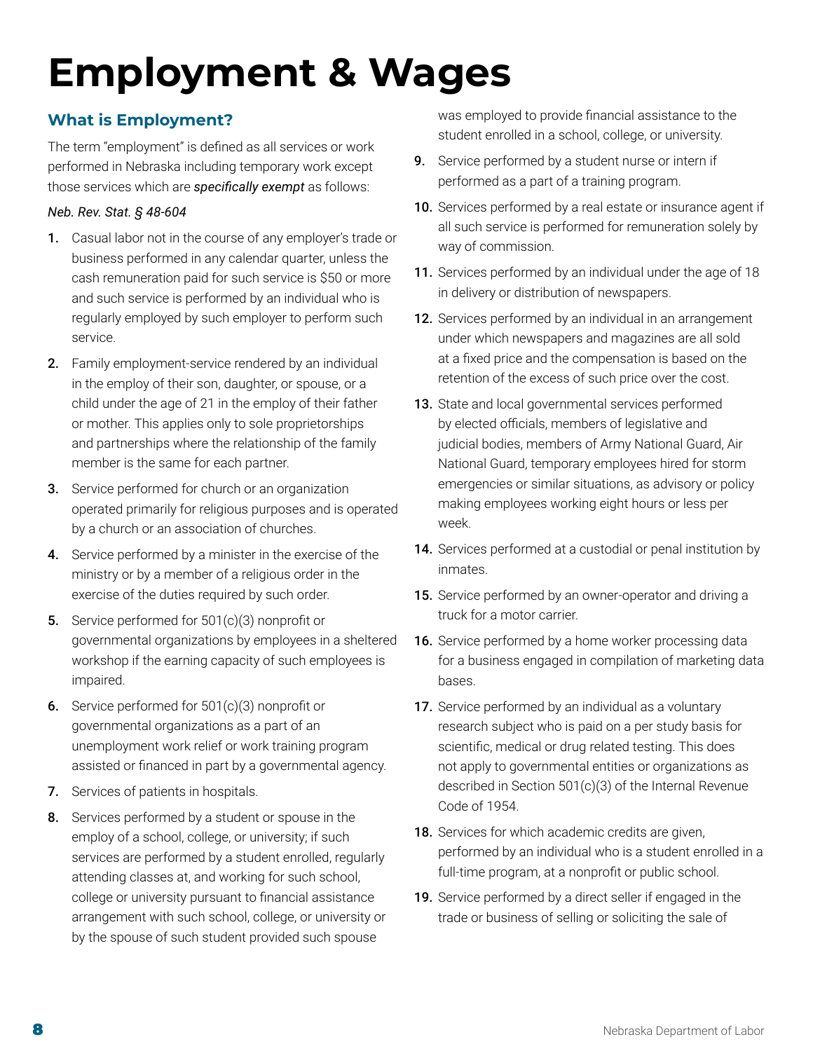# Employment & Wages

## What is Employment?

The term "employment" is defined as all services or work performed in Nebraska including temporary work except those services which are ***specifically exempt*** as follows:

*Neb. Rev. Stat. § 48-604*

1. Casual labor not in the course of any employer's trade or business performed in any calendar quarter, unless the cash remuneration paid for such service is $50 or more and such service is performed by an individual who is regularly employed by such employer to perform such service.
2. Family employment-service rendered by an individual in the employ of their son, daughter, or spouse, or a child under the age of 21 in the employ of their father or mother. This applies only to sole proprietorships and partnerships where the relationship of the family member is the same for each partner.
3. Service performed for church or an organization operated primarily for religious purposes and is operated by a church or an association of churches.
4. Service performed by a minister in the exercise of the ministry or by a member of a religious order in the exercise of the duties required by such order.
5. Service performed for 501(c)(3) nonprofit or governmental organizations by employees in a sheltered workshop if the earning capacity of such employees is impaired.
6. Service performed for 501(c)(3) nonprofit or governmental organizations as a part of an unemployment work relief or work training program assisted or financed in part by a governmental agency.
7. Services of patients in hospitals.
8. Services performed by a student or spouse in the employ of a school, college, or university; if such services are performed by a student enrolled, regularly attending classes at, and working for such school, college or university pursuant to financial assistance arrangement with such school, college, or university or by the spouse of such student provided such spouse was employed to provide financial assistance to the student enrolled in a school, college, or university.
9. Service performed by a student nurse or intern if performed as a part of a training program.
10. Services performed by a real estate or insurance agent if all such service is performed for remuneration solely by way of commission.
11. Services performed by an individual under the age of 18 in delivery or distribution of newspapers.
12. Services performed by an individual in an arrangement under which newspapers and magazines are all sold at a fixed price and the compensation is based on the retention of the excess of such price over the cost.
13. State and local governmental services performed by elected officials, members of legislative and judicial bodies, members of Army National Guard, Air National Guard, temporary employees hired for storm emergencies or similar situations, as advisory or policy making employees working eight hours or less per week.
14. Services performed at a custodial or penal institution by inmates.
15. Service performed by an owner-operator and driving a truck for a motor carrier.
16. Service performed by a home worker processing data for a business engaged in compilation of marketing data bases.
17. Service performed by an individual as a voluntary research subject who is paid on a per study basis for scientific, medical or drug related testing. This does not apply to governmental entities or organizations as described in Section 501(c)(3) of the Internal Revenue Code of 1954.
18. Services for which academic credits are given, performed by an individual who is a student enrolled in a full-time program, at a nonprofit or public school.
19. Service performed by a direct seller if engaged in the trade or business of selling or soliciting the sale of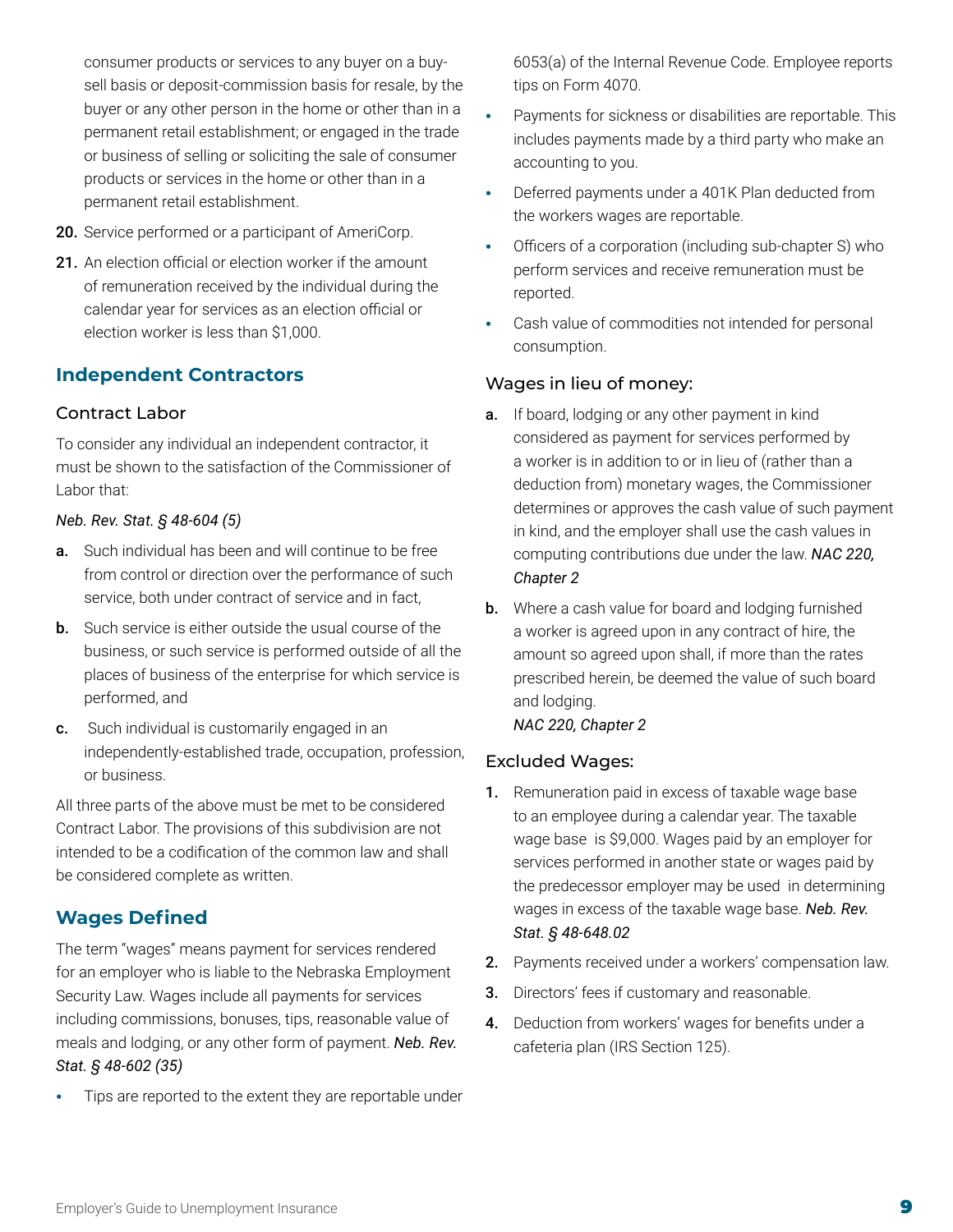consumer products or services to any buyer on a buy-sell basis or deposit-commission basis for resale, by the buyer or any other person in the home or other than in a permanent retail establishment; or engaged in the trade or business of selling or soliciting the sale of consumer products or services in the home or other than in a permanent retail establishment.

20. Service performed or a participant of AmeriCorp.
21. An election official or election worker if the amount of remuneration received by the individual during the calendar year for services as an election official or election worker is less than $1,000.

## Independent Contractors

### Contract Labor

To consider any individual an independent contractor, it must be shown to the satisfaction of the Commissioner of Labor that:

*Neb. Rev. Stat. § 48-604 (5)*

**a.** Such individual has been and will continue to be free from control or direction over the performance of such service, both under contract of service and in fact,

**b.** Such service is either outside the usual course of the business, or such service is performed outside of all the places of business of the enterprise for which service is performed, and

**c.** Such individual is customarily engaged in an independently-established trade, occupation, profession, or business.

All three parts of the above must be met to be considered Contract Labor. The provisions of this subdivision are not intended to be a codification of the common law and shall be considered complete as written.

## Wages Defined

The term "wages" means payment for services rendered for an employer who is liable to the Nebraska Employment Security Law. Wages include all payments for services including commissions, bonuses, tips, reasonable value of meals and lodging, or any other form of payment. ***Neb. Rev. Stat. § 48-602 (35)***

- Tips are reported to the extent they are reportable under 6053(a) of the Internal Revenue Code. Employee reports tips on Form 4070.
- Payments for sickness or disabilities are reportable. This includes payments made by a third party who make an accounting to you.
- Deferred payments under a 401K Plan deducted from the workers wages are reportable.
- Officers of a corporation (including sub-chapter S) who perform services and receive remuneration must be reported.
- Cash value of commodities not intended for personal consumption.

### Wages in lieu of money:

**a.** If board, lodging or any other payment in kind considered as payment for services performed by a worker is in addition to or in lieu of (rather than a deduction from) monetary wages, the Commissioner determines or approves the cash value of such payment in kind, and the employer shall use the cash values in computing contributions due under the law. ***NAC 220, Chapter 2***

**b.** Where a cash value for board and lodging furnished a worker is agreed upon in any contract of hire, the amount so agreed upon shall, if more than the rates prescribed herein, be deemed the value of such board and lodging.
*NAC 220, Chapter 2*

### Excluded Wages:

1. Remuneration paid in excess of taxable wage base to an employee during a calendar year. The taxable wage base is $9,000. Wages paid by an employer for services performed in another state or wages paid by the predecessor employer may be used in determining wages in excess of the taxable wage base. ***Neb. Rev. Stat. § 48-648.02***
2. Payments received under a workers' compensation law.
3. Directors' fees if customary and reasonable.
4. Deduction from workers' wages for benefits under a cafeteria plan (IRS Section 125).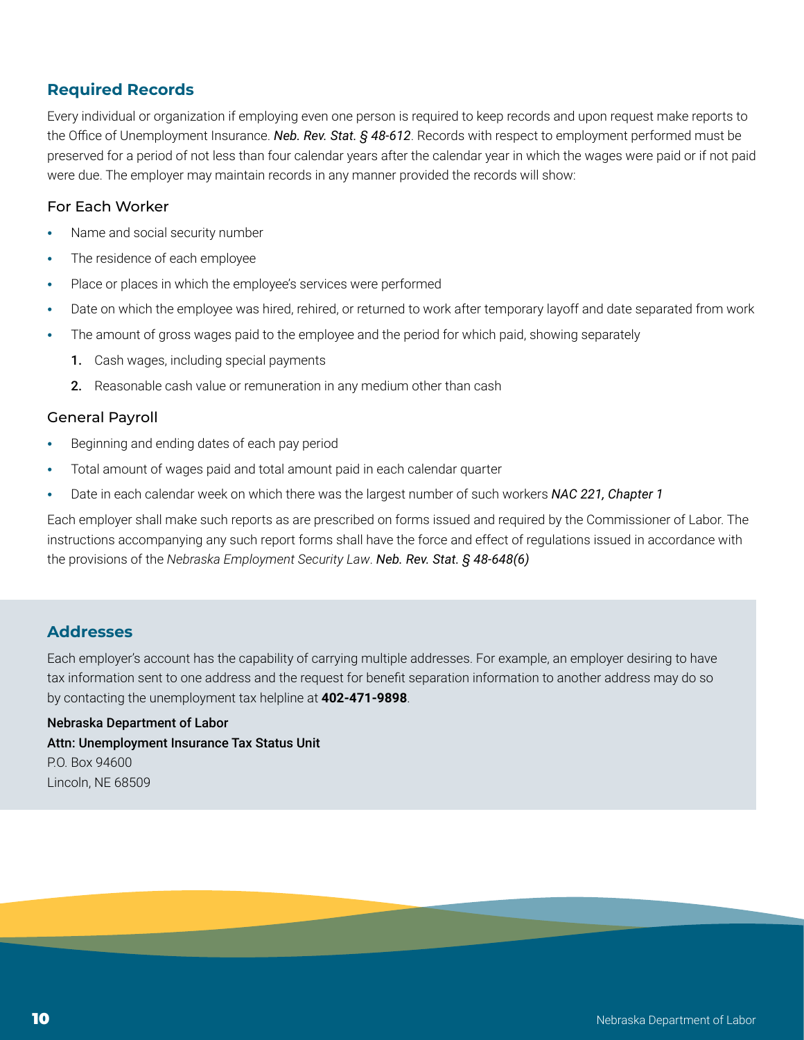## Required Records

Every individual or organization if employing even one person is required to keep records and upon request make reports to the Office of Unemployment Insurance. ***Neb. Rev. Stat. § 48-612***. Records with respect to employment performed must be preserved for a period of not less than four calendar years after the calendar year in which the wages were paid or if not paid were due. The employer may maintain records in any manner provided the records will show:

### For Each Worker

- Name and social security number
- The residence of each employee
- Place or places in which the employee's services were performed
- Date on which the employee was hired, rehired, or returned to work after temporary layoff and date separated from work
- The amount of gross wages paid to the employee and the period for which paid, showing separately
    1. Cash wages, including special payments
    2. Reasonable cash value or remuneration in any medium other than cash

### General Payroll

- Beginning and ending dates of each pay period
- Total amount of wages paid and total amount paid in each calendar quarter
- Date in each calendar week on which there was the largest number of such workers ***NAC 221, Chapter 1***

Each employer shall make such reports as are prescribed on forms issued and required by the Commissioner of Labor. The instructions accompanying any such report forms shall have the force and effect of regulations issued in accordance with the provisions of the *Nebraska Employment Security Law*. ***Neb. Rev. Stat. § 48-648(6)***

## Addresses

Each employer's account has the capability of carrying multiple addresses. For example, an employer desiring to have tax information sent to one address and the request for benefit separation information to another address may do so by contacting the unemployment tax helpline at **402-471-9898**.

**Nebraska Department of Labor**
**Attn: Unemployment Insurance Tax Status Unit**
P.O. Box 94600
Lincoln, NE 68509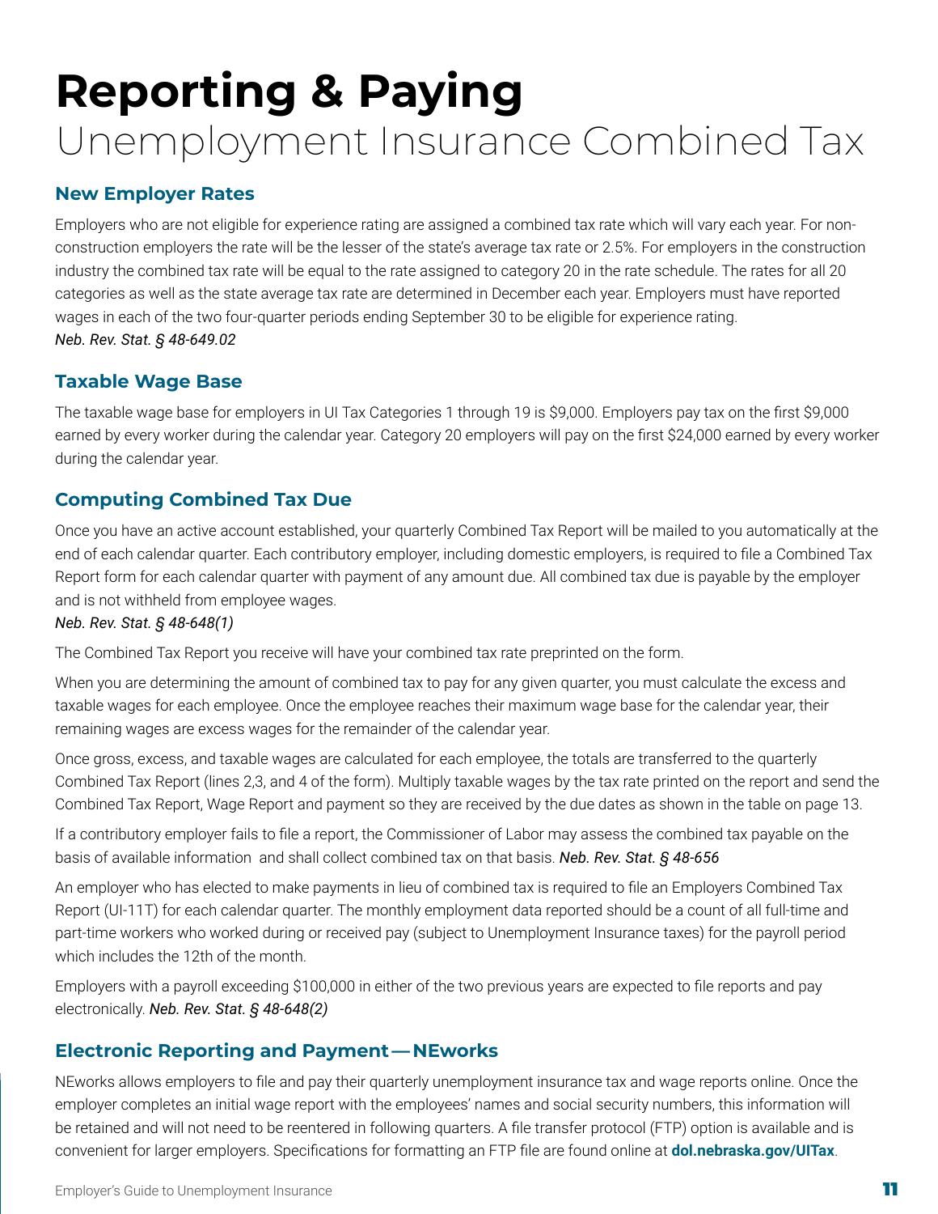# Reporting & Paying

Unemployment Insurance Combined Tax

## New Employer Rates

Employers who are not eligible for experience rating are assigned a combined tax rate which will vary each year. For non-construction employers the rate will be the lesser of the state's average tax rate or 2.5%. For employers in the construction industry the combined tax rate will be equal to the rate assigned to category 20 in the rate schedule. The rates for all 20 categories as well as the state average tax rate are determined in December each year. Employers must have reported wages in each of the two four-quarter periods ending September 30 to be eligible for experience rating.
*Neb. Rev. Stat. § 48-649.02*

## Taxable Wage Base

The taxable wage base for employers in UI Tax Categories 1 through 19 is $9,000. Employers pay tax on the first $9,000 earned by every worker during the calendar year. Category 20 employers will pay on the first $24,000 earned by every worker during the calendar year.

## Computing Combined Tax Due

Once you have an active account established, your quarterly Combined Tax Report will be mailed to you automatically at the end of each calendar quarter. Each contributory employer, including domestic employers, is required to file a Combined Tax Report form for each calendar quarter with payment of any amount due. All combined tax due is payable by the employer and is not withheld from employee wages.
*Neb. Rev. Stat. § 48-648(1)*

The Combined Tax Report you receive will have your combined tax rate preprinted on the form.

When you are determining the amount of combined tax to pay for any given quarter, you must calculate the excess and taxable wages for each employee. Once the employee reaches their maximum wage base for the calendar year, their remaining wages are excess wages for the remainder of the calendar year.

Once gross, excess, and taxable wages are calculated for each employee, the totals are transferred to the quarterly Combined Tax Report (lines 2,3, and 4 of the form). Multiply taxable wages by the tax rate printed on the report and send the Combined Tax Report, Wage Report and payment so they are received by the due dates as shown in the table on page 13.

If a contributory employer fails to file a report, the Commissioner of Labor may assess the combined tax payable on the basis of available information and shall collect combined tax on that basis. *Neb. Rev. Stat. § 48-656*

An employer who has elected to make payments in lieu of combined tax is required to file an Employers Combined Tax Report (UI-11T) for each calendar quarter. The monthly employment data reported should be a count of all full-time and part-time workers who worked during or received pay (subject to Unemployment Insurance taxes) for the payroll period which includes the 12th of the month.

Employers with a payroll exceeding $100,000 in either of the two previous years are expected to file reports and pay electronically. *Neb. Rev. Stat. § 48-648(2)*

## Electronic Reporting and Payment — NEworks

NEworks allows employers to file and pay their quarterly unemployment insurance tax and wage reports online. Once the employer completes an initial wage report with the employees' names and social security numbers, this information will be retained and will not need to be reentered in following quarters. A file transfer protocol (FTP) option is available and is convenient for larger employers. Specifications for formatting an FTP file are found online at **dol.nebraska.gov/UITax**.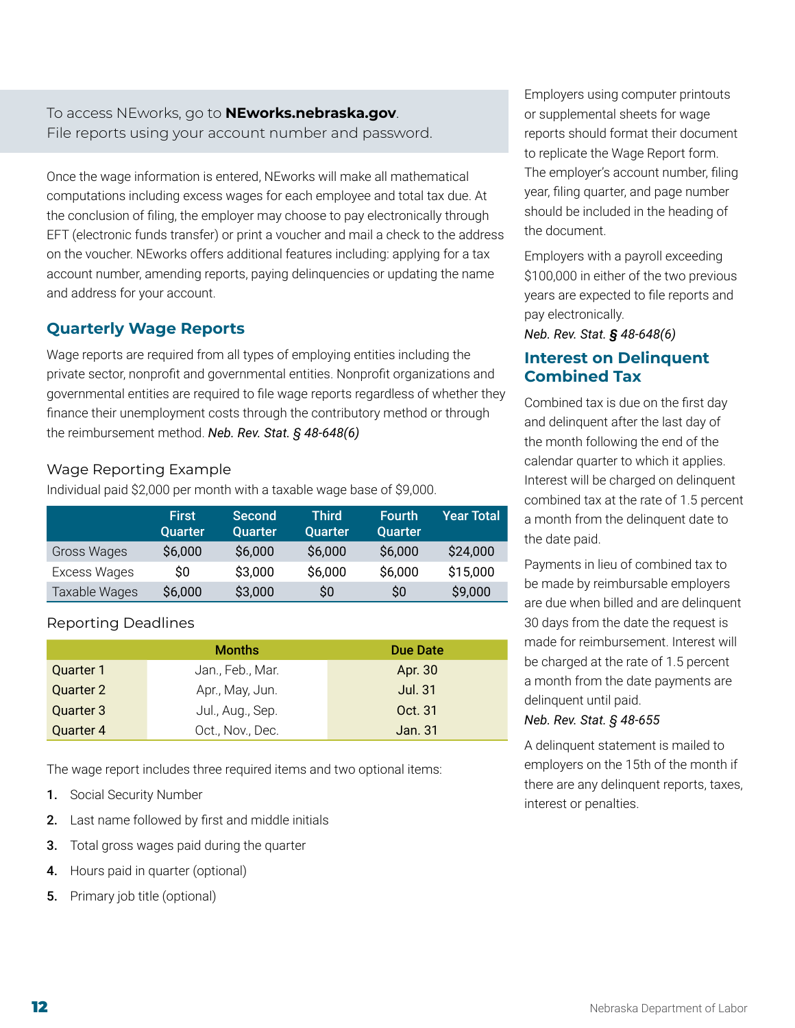To access NEworks, go to **NEworks.nebraska.gov**.
File reports using your account number and password.

Once the wage information is entered, NEworks will make all mathematical computations including excess wages for each employee and total tax due. At the conclusion of filing, the employer may choose to pay electronically through EFT (electronic funds transfer) or print a voucher and mail a check to the address on the voucher. NEworks offers additional features including: applying for a tax account number, amending reports, paying delinquencies or updating the name and address for your account.

## Quarterly Wage Reports

Wage reports are required from all types of employing entities including the private sector, nonprofit and governmental entities. Nonprofit organizations and governmental entities are required to file wage reports regardless of whether they finance their unemployment costs through the contributory method or through the reimbursement method. *Neb. Rev. Stat. § 48-648(6)*

### Wage Reporting Example

Individual paid $2,000 per month with a taxable wage base of $9,000.

| | First Quarter | Second Quarter | Third Quarter | Fourth Quarter | Year Total |
|---|---|---|---|---|---|
| Gross Wages | $6,000 | $6,000 | $6,000 | $6,000 | $24,000 |
| Excess Wages | $0 | $3,000 | $6,000 | $6,000 | $15,000 |
| Taxable Wages | $6,000 | $3,000 | $0 | $0 | $9,000 |

### Reporting Deadlines

| | Months | Due Date |
|---|---|---|
| Quarter 1 | Jan., Feb., Mar. | Apr. 30 |
| Quarter 2 | Apr., May, Jun. | Jul. 31 |
| Quarter 3 | Jul., Aug., Sep. | Oct. 31 |
| Quarter 4 | Oct., Nov., Dec. | Jan. 31 |

The wage report includes three required items and two optional items:

1. Social Security Number
2. Last name followed by first and middle initials
3. Total gross wages paid during the quarter
4. Hours paid in quarter (optional)
5. Primary job title (optional)

Employers using computer printouts or supplemental sheets for wage reports should format their document to replicate the Wage Report form. The employer's account number, filing year, filing quarter, and page number should be included in the heading of the document.

Employers with a payroll exceeding $100,000 in either of the two previous years are expected to file reports and pay electronically.
*Neb. Rev. Stat. § 48-648(6)*

## Interest on Delinquent Combined Tax

Combined tax is due on the first day and delinquent after the last day of the month following the end of the calendar quarter to which it applies. Interest will be charged on delinquent combined tax at the rate of 1.5 percent a month from the delinquent date to the date paid.

Payments in lieu of combined tax to be made by reimbursable employers are due when billed and are delinquent 30 days from the date the request is made for reimbursement. Interest will be charged at the rate of 1.5 percent a month from the date payments are delinquent until paid.
*Neb. Rev. Stat. § 48-655*

A delinquent statement is mailed to employers on the 15th of the month if there are any delinquent reports, taxes, interest or penalties.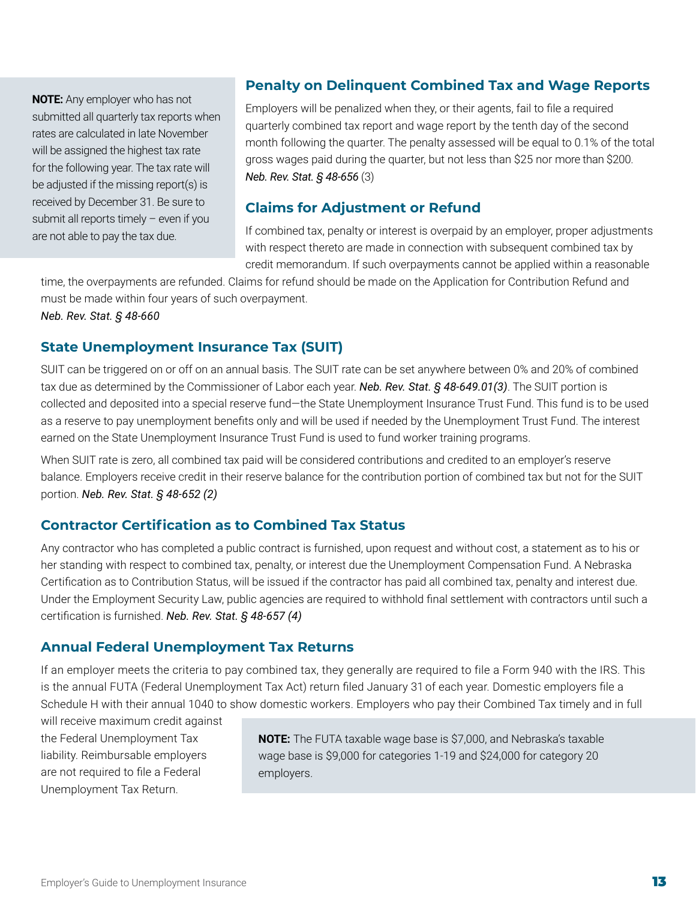**NOTE:** Any employer who has not submitted all quarterly tax reports when rates are calculated in late November will be assigned the highest tax rate for the following year. The tax rate will be adjusted if the missing report(s) is received by December 31. Be sure to submit all reports timely – even if you are not able to pay the tax due.

## Penalty on Delinquent Combined Tax and Wage Reports

Employers will be penalized when they, or their agents, fail to file a required quarterly combined tax report and wage report by the tenth day of the second month following the quarter. The penalty assessed will be equal to 0.1% of the total gross wages paid during the quarter, but not less than $25 nor more than $200. *Neb. Rev. Stat. § 48-656* (3)

## Claims for Adjustment or Refund

If combined tax, penalty or interest is overpaid by an employer, proper adjustments with respect thereto are made in connection with subsequent combined tax by credit memorandum. If such overpayments cannot be applied within a reasonable time, the overpayments are refunded. Claims for refund should be made on the Application for Contribution Refund and must be made within four years of such overpayment.
*Neb. Rev. Stat. § 48-660*

## State Unemployment Insurance Tax (SUIT)

SUIT can be triggered on or off on an annual basis. The SUIT rate can be set anywhere between 0% and 20% of combined tax due as determined by the Commissioner of Labor each year. ***Neb. Rev. Stat. § 48-649.01(3)***. The SUIT portion is collected and deposited into a special reserve fund—the State Unemployment Insurance Trust Fund. This fund is to be used as a reserve to pay unemployment benefits only and will be used if needed by the Unemployment Trust Fund. The interest earned on the State Unemployment Insurance Trust Fund is used to fund worker training programs.

When SUIT rate is zero, all combined tax paid will be considered contributions and credited to an employer's reserve balance. Employers receive credit in their reserve balance for the contribution portion of combined tax but not for the SUIT portion. ***Neb. Rev. Stat. § 48-652 (2)***

## Contractor Certification as to Combined Tax Status

Any contractor who has completed a public contract is furnished, upon request and without cost, a statement as to his or her standing with respect to combined tax, penalty, or interest due the Unemployment Compensation Fund. A Nebraska Certification as to Contribution Status, will be issued if the contractor has paid all combined tax, penalty and interest due. Under the Employment Security Law, public agencies are required to withhold final settlement with contractors until such a certification is furnished. ***Neb. Rev. Stat. § 48-657 (4)***

## Annual Federal Unemployment Tax Returns

If an employer meets the criteria to pay combined tax, they generally are required to file a Form 940 with the IRS. This is the annual FUTA (Federal Unemployment Tax Act) return filed January 31 of each year. Domestic employers file a Schedule H with their annual 1040 to show domestic workers. Employers who pay their Combined Tax timely and in full will receive maximum credit against the Federal Unemployment Tax liability. Reimbursable employers are not required to file a Federal Unemployment Tax Return.

**NOTE:** The FUTA taxable wage base is $7,000, and Nebraska's taxable wage base is $9,000 for categories 1-19 and $24,000 for category 20 employers.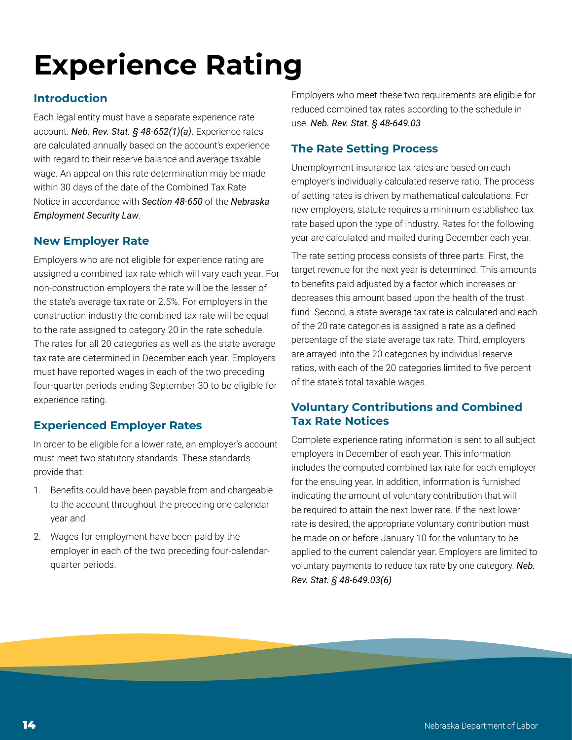# Experience Rating

## Introduction

Each legal entity must have a separate experience rate account. ***Neb. Rev. Stat. § 48-652(1)(a)***. Experience rates are calculated annually based on the account's experience with regard to their reserve balance and average taxable wage. An appeal on this rate determination may be made within 30 days of the date of the Combined Tax Rate Notice in accordance with ***Section 48-650*** of the ***Nebraska Employment Security Law***.

## New Employer Rate

Employers who are not eligible for experience rating are assigned a combined tax rate which will vary each year. For non-construction employers the rate will be the lesser of the state's average tax rate or 2.5%. For employers in the construction industry the combined tax rate will be equal to the rate assigned to category 20 in the rate schedule. The rates for all 20 categories as well as the state average tax rate are determined in December each year. Employers must have reported wages in each of the two preceding four-quarter periods ending September 30 to be eligible for experience rating.

## Experienced Employer Rates

In order to be eligible for a lower rate, an employer's account must meet two statutory standards. These standards provide that:

1. Benefits could have been payable from and chargeable to the account throughout the preceding one calendar year and
2. Wages for employment have been paid by the employer in each of the two preceding four-calendar-quarter periods.

Employers who meet these two requirements are eligible for reduced combined tax rates according to the schedule in use. ***Neb. Rev. Stat. § 48-649.03***

## The Rate Setting Process

Unemployment insurance tax rates are based on each employer's individually calculated reserve ratio. The process of setting rates is driven by mathematical calculations. For new employers, statute requires a minimum established tax rate based upon the type of industry. Rates for the following year are calculated and mailed during December each year.

The rate setting process consists of three parts. First, the target revenue for the next year is determined. This amounts to benefits paid adjusted by a factor which increases or decreases this amount based upon the health of the trust fund. Second, a state average tax rate is calculated and each of the 20 rate categories is assigned a rate as a defined percentage of the state average tax rate. Third, employers are arrayed into the 20 categories by individual reserve ratios, with each of the 20 categories limited to five percent of the state's total taxable wages.

## Voluntary Contributions and Combined Tax Rate Notices

Complete experience rating information is sent to all subject employers in December of each year. This information includes the computed combined tax rate for each employer for the ensuing year. In addition, information is furnished indicating the amount of voluntary contribution that will be required to attain the next lower rate. If the next lower rate is desired, the appropriate voluntary contribution must be made on or before January 10 for the voluntary to be applied to the current calendar year. Employers are limited to voluntary payments to reduce tax rate by one category. ***Neb. Rev. Stat. § 48-649.03(6)***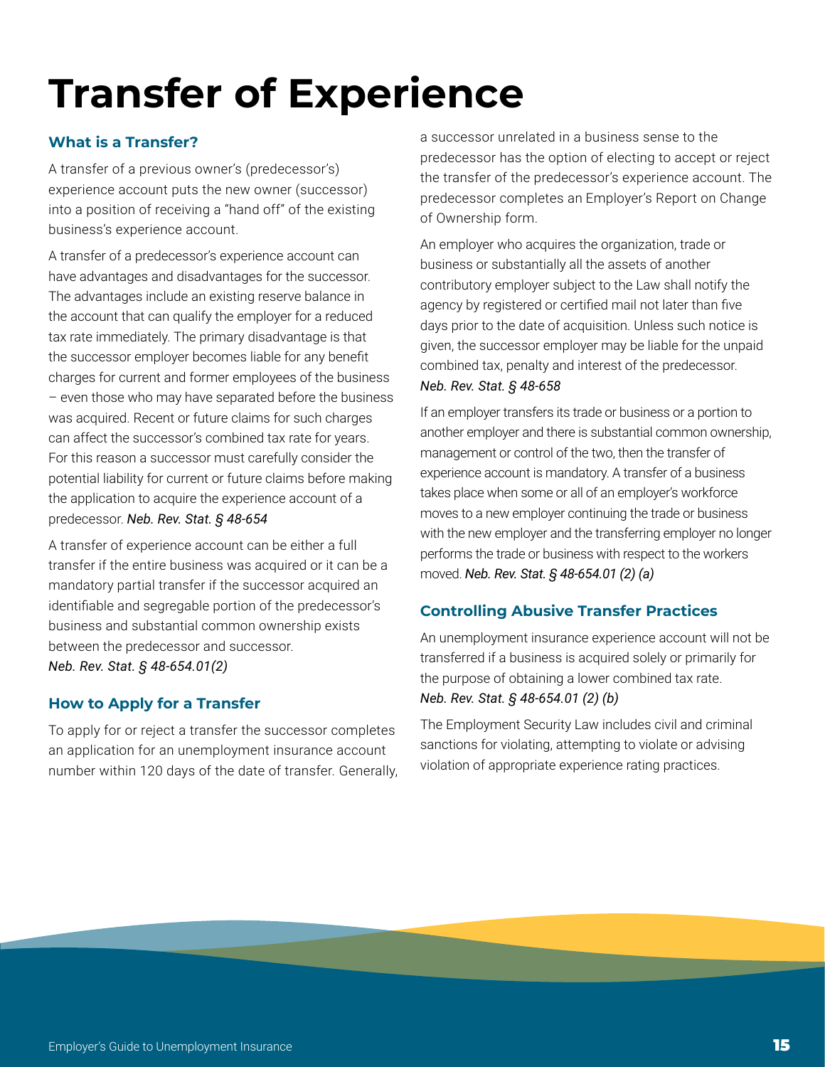# Transfer of Experience

## What is a Transfer?

A transfer of a previous owner's (predecessor's) experience account puts the new owner (successor) into a position of receiving a "hand off" of the existing business's experience account.

A transfer of a predecessor's experience account can have advantages and disadvantages for the successor. The advantages include an existing reserve balance in the account that can qualify the employer for a reduced tax rate immediately. The primary disadvantage is that the successor employer becomes liable for any benefit charges for current and former employees of the business – even those who may have separated before the business was acquired. Recent or future claims for such charges can affect the successor's combined tax rate for years. For this reason a successor must carefully consider the potential liability for current or future claims before making the application to acquire the experience account of a predecessor. ***Neb. Rev. Stat. § 48-654***

A transfer of experience account can be either a full transfer if the entire business was acquired or it can be a mandatory partial transfer if the successor acquired an identifiable and segregable portion of the predecessor's business and substantial common ownership exists between the predecessor and successor. *Neb. Rev. Stat. § 48-654.01(2)*

## How to Apply for a Transfer

To apply for or reject a transfer the successor completes an application for an unemployment insurance account number within 120 days of the date of transfer. Generally, a successor unrelated in a business sense to the predecessor has the option of electing to accept or reject the transfer of the predecessor's experience account. The predecessor completes an Employer's Report on Change of Ownership form.

An employer who acquires the organization, trade or business or substantially all the assets of another contributory employer subject to the Law shall notify the agency by registered or certified mail not later than five days prior to the date of acquisition. Unless such notice is given, the successor employer may be liable for the unpaid combined tax, penalty and interest of the predecessor. *Neb. Rev. Stat. § 48-658*

If an employer transfers its trade or business or a portion to another employer and there is substantial common ownership, management or control of the two, then the transfer of experience account is mandatory. A transfer of a business takes place when some or all of an employer's workforce moves to a new employer continuing the trade or business with the new employer and the transferring employer no longer performs the trade or business with respect to the workers moved. ***Neb. Rev. Stat. § 48-654.01 (2) (a)***

## Controlling Abusive Transfer Practices

An unemployment insurance experience account will not be transferred if a business is acquired solely or primarily for the purpose of obtaining a lower combined tax rate. *Neb. Rev. Stat. § 48-654.01 (2) (b)*

The Employment Security Law includes civil and criminal sanctions for violating, attempting to violate or advising violation of appropriate experience rating practices.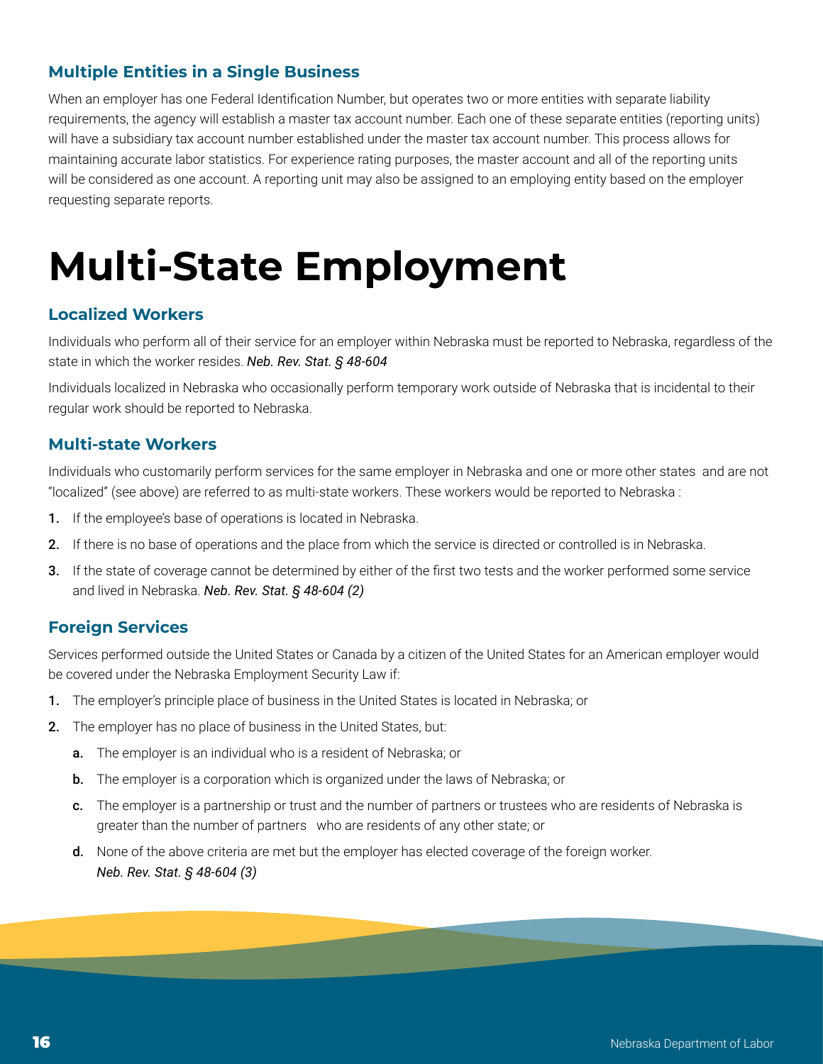### Multiple Entities in a Single Business

When an employer has one Federal Identification Number, but operates two or more entities with separate liability requirements, the agency will establish a master tax account number. Each one of these separate entities (reporting units) will have a subsidiary tax account number established under the master tax account number. This process allows for maintaining accurate labor statistics. For experience rating purposes, the master account and all of the reporting units will be considered as one account. A reporting unit may also be assigned to an employing entity based on the employer requesting separate reports.

# Multi-State Employment

### Localized Workers

Individuals who perform all of their service for an employer within Nebraska must be reported to Nebraska, regardless of the state in which the worker resides. ***Neb. Rev. Stat. § 48-604***

Individuals localized in Nebraska who occasionally perform temporary work outside of Nebraska that is incidental to their regular work should be reported to Nebraska.

### Multi-state Workers

Individuals who customarily perform services for the same employer in Nebraska and one or more other states and are not "localized" (see above) are referred to as multi-state workers. These workers would be reported to Nebraska :

1. If the employee's base of operations is located in Nebraska.
2. If there is no base of operations and the place from which the service is directed or controlled is in Nebraska.
3. If the state of coverage cannot be determined by either of the first two tests and the worker performed some service and lived in Nebraska. ***Neb. Rev. Stat. § 48-604 (2)***

### Foreign Services

Services performed outside the United States or Canada by a citizen of the United States for an American employer would be covered under the Nebraska Employment Security Law if:

1. The employer's principle place of business in the United States is located in Nebraska; or
2. The employer has no place of business in the United States, but:
   - **a.** The employer is an individual who is a resident of Nebraska; or
   - **b.** The employer is a corporation which is organized under the laws of Nebraska; or
   - **c.** The employer is a partnership or trust and the number of partners or trustees who are residents of Nebraska is greater than the number of partners who are residents of any other state; or
   - **d.** None of the above criteria are met but the employer has elected coverage of the foreign worker. ***Neb. Rev. Stat. § 48-604 (3)***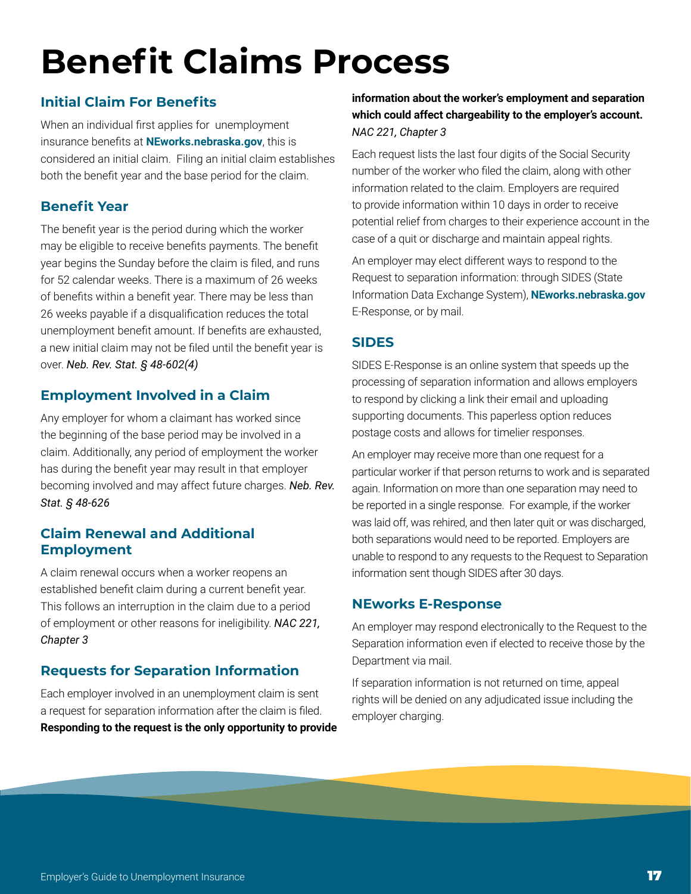# Benefit Claims Process

## Initial Claim For Benefits

When an individual first applies for unemployment insurance benefits at **NEworks.nebraska.gov**, this is considered an initial claim. Filing an initial claim establishes both the benefit year and the base period for the claim.

## Benefit Year

The benefit year is the period during which the worker may be eligible to receive benefits payments. The benefit year begins the Sunday before the claim is filed, and runs for 52 calendar weeks. There is a maximum of 26 weeks of benefits within a benefit year. There may be less than 26 weeks payable if a disqualification reduces the total unemployment benefit amount. If benefits are exhausted, a new initial claim may not be filed until the benefit year is over. *Neb. Rev. Stat. § 48-602(4)*

## Employment Involved in a Claim

Any employer for whom a claimant has worked since the beginning of the base period may be involved in a claim. Additionally, any period of employment the worker has during the benefit year may result in that employer becoming involved and may affect future charges. *Neb. Rev. Stat. § 48-626*

## Claim Renewal and Additional Employment

A claim renewal occurs when a worker reopens an established benefit claim during a current benefit year. This follows an interruption in the claim due to a period of employment or other reasons for ineligibility. *NAC 221, Chapter 3*

## Requests for Separation Information

Each employer involved in an unemployment claim is sent a request for separation information after the claim is filed. **Responding to the request is the only opportunity to provide information about the worker's employment and separation which could affect chargeability to the employer's account.** *NAC 221, Chapter 3*

Each request lists the last four digits of the Social Security number of the worker who filed the claim, along with other information related to the claim. Employers are required to provide information within 10 days in order to receive potential relief from charges to their experience account in the case of a quit or discharge and maintain appeal rights.

An employer may elect different ways to respond to the Request to separation information: through SIDES (State Information Data Exchange System), **NEworks.nebraska.gov** E-Response, or by mail.

## SIDES

SIDES E-Response is an online system that speeds up the processing of separation information and allows employers to respond by clicking a link their email and uploading supporting documents. This paperless option reduces postage costs and allows for timelier responses.

An employer may receive more than one request for a particular worker if that person returns to work and is separated again. Information on more than one separation may need to be reported in a single response. For example, if the worker was laid off, was rehired, and then later quit or was discharged, both separations would need to be reported. Employers are unable to respond to any requests to the Request to Separation information sent though SIDES after 30 days.

## NEworks E-Response

An employer may respond electronically to the Request to the Separation information even if elected to receive those by the Department via mail.

If separation information is not returned on time, appeal rights will be denied on any adjudicated issue including the employer charging.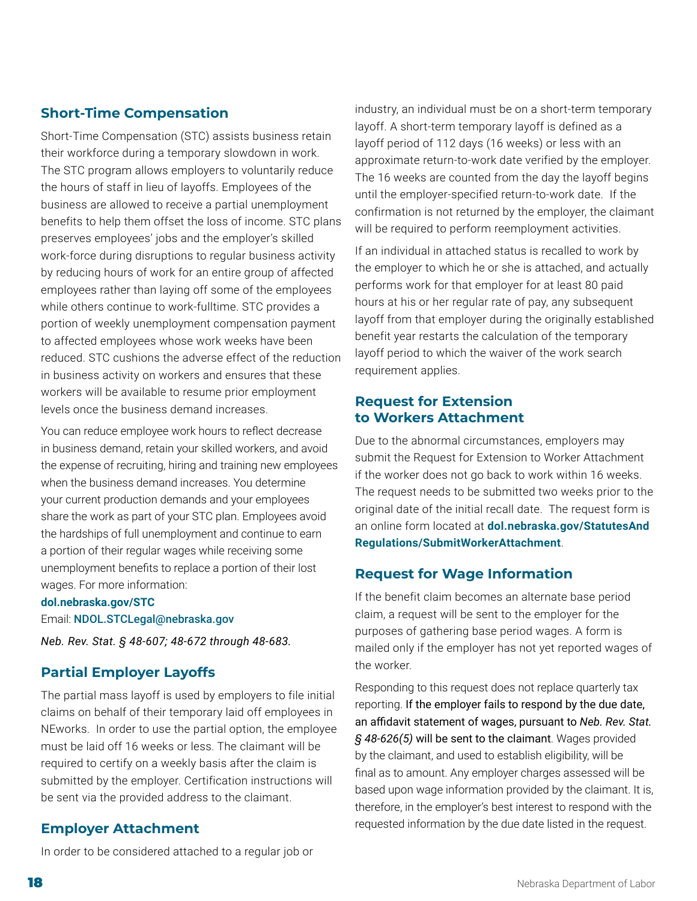## Short-Time Compensation

Short-Time Compensation (STC) assists business retain their workforce during a temporary slowdown in work. The STC program allows employers to voluntarily reduce the hours of staff in lieu of layoffs. Employees of the business are allowed to receive a partial unemployment benefits to help them offset the loss of income. STC plans preserves employees' jobs and the employer's skilled work-force during disruptions to regular business activity by reducing hours of work for an entire group of affected employees rather than laying off some of the employees while others continue to work-fulltime. STC provides a portion of weekly unemployment compensation payment to affected employees whose work weeks have been reduced. STC cushions the adverse effect of the reduction in business activity on workers and ensures that these workers will be available to resume prior employment levels once the business demand increases.

You can reduce employee work hours to reflect decrease in business demand, retain your skilled workers, and avoid the expense of recruiting, hiring and training new employees when the business demand increases. You determine your current production demands and your employees share the work as part of your STC plan. Employees avoid the hardships of full unemployment and continue to earn a portion of their regular wages while receiving some unemployment benefits to replace a portion of their lost wages. For more information:

**dol.nebraska.gov/STC**
Email: **NDOL.STCLegal@nebraska.gov**

*Neb. Rev. Stat. § 48-607; 48-672 through 48-683.*

## Partial Employer Layoffs

The partial mass layoff is used by employers to file initial claims on behalf of their temporary laid off employees in NEworks. In order to use the partial option, the employee must be laid off 16 weeks or less. The claimant will be required to certify on a weekly basis after the claim is submitted by the employer. Certification instructions will be sent via the provided address to the claimant.

## Employer Attachment

In order to be considered attached to a regular job or industry, an individual must be on a short-term temporary layoff. A short-term temporary layoff is defined as a layoff period of 112 days (16 weeks) or less with an approximate return-to-work date verified by the employer. The 16 weeks are counted from the day the layoff begins until the employer-specified return-to-work date. If the confirmation is not returned by the employer, the claimant will be required to perform reemployment activities.

If an individual in attached status is recalled to work by the employer to which he or she is attached, and actually performs work for that employer for at least 80 paid hours at his or her regular rate of pay, any subsequent layoff from that employer during the originally established benefit year restarts the calculation of the temporary layoff period to which the waiver of the work search requirement applies.

## Request for Extension to Workers Attachment

Due to the abnormal circumstances, employers may submit the Request for Extension to Worker Attachment if the worker does not go back to work within 16 weeks. The request needs to be submitted two weeks prior to the original date of the initial recall date. The request form is an online form located at **dol.nebraska.gov/StatutesAndRegulations/SubmitWorkerAttachment**.

## Request for Wage Information

If the benefit claim becomes an alternate base period claim, a request will be sent to the employer for the purposes of gathering base period wages. A form is mailed only if the employer has not yet reported wages of the worker.

Responding to this request does not replace quarterly tax reporting. If the employer fails to respond by the due date, an affidavit statement of wages, pursuant to *Neb. Rev. Stat. § 48-626(5)* will be sent to the claimant. Wages provided by the claimant, and used to establish eligibility, will be final as to amount. Any employer charges assessed will be based upon wage information provided by the claimant. It is, therefore, in the employer's best interest to respond with the requested information by the due date listed in the request.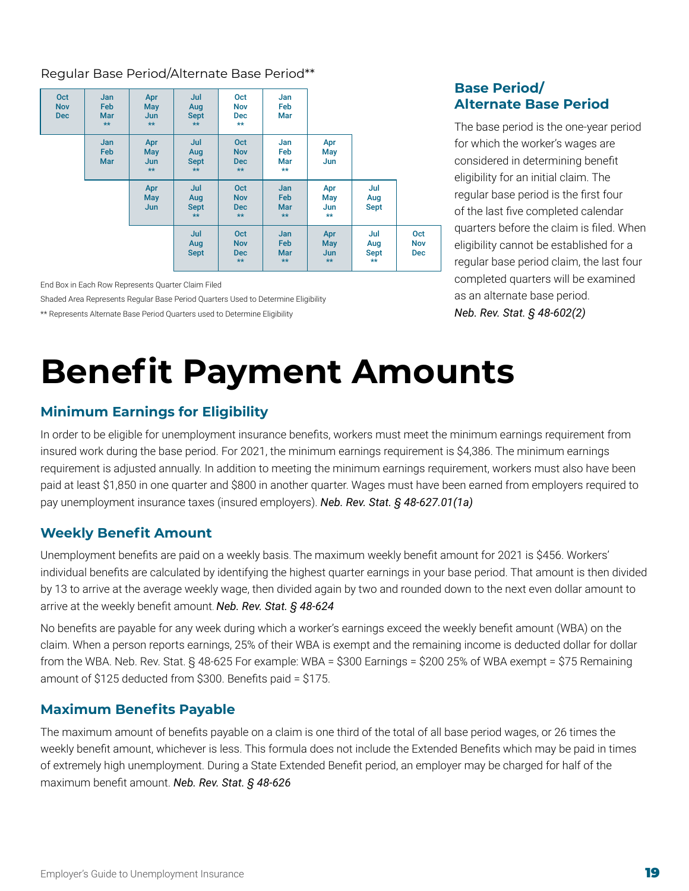Regular Base Period/Alternate Base Period**

| | | | | | | | | |
|---|---|---|---|---|---|---|---|---|
| Oct Nov Dec | Jan Feb Mar ** | Apr May Jun ** | Jul Aug Sept ** | Oct Nov Dec ** | Jan Feb Mar | | | |
| | Jan Feb Mar | Apr May Jun ** | Jul Aug Sept ** | Oct Nov Dec ** | Jan Feb Mar ** | Apr May Jun | | |
| | | Apr May Jun | Jul Aug Sept ** | Oct Nov Dec ** | Jan Feb Mar ** | Apr May Jun ** | Jul Aug Sept | |
| | | | Jul Aug Sept | Oct Nov Dec ** | Jan Feb Mar ** | Apr May Jun ** | Jul Aug Sept ** | Oct Nov Dec |

End Box in Each Row Represents Quarter Claim Filed

Shaded Area Represents Regular Base Period Quarters Used to Determine Eligibility

** Represents Alternate Base Period Quarters used to Determine Eligibility

### Base Period/ Alternate Base Period

The base period is the one-year period for which the worker's wages are considered in determining benefit eligibility for an initial claim. The regular base period is the first four of the last five completed calendar quarters before the claim is filed. When eligibility cannot be established for a regular base period claim, the last four completed quarters will be examined as an alternate base period. *Neb. Rev. Stat. § 48-602(2)*

# Benefit Payment Amounts

### Minimum Earnings for Eligibility

In order to be eligible for unemployment insurance benefits, workers must meet the minimum earnings requirement from insured work during the base period. For 2021, the minimum earnings requirement is $4,386. The minimum earnings requirement is adjusted annually. In addition to meeting the minimum earnings requirement, workers must also have been paid at least $1,850 in one quarter and $800 in another quarter. Wages must have been earned from employers required to pay unemployment insurance taxes (insured employers). ***Neb. Rev. Stat. § 48-627.01(1a)***

### Weekly Benefit Amount

Unemployment benefits are paid on a weekly basis. The maximum weekly benefit amount for 2021 is $456. Workers' individual benefits are calculated by identifying the highest quarter earnings in your base period. That amount is then divided by 13 to arrive at the average weekly wage, then divided again by two and rounded down to the next even dollar amount to arrive at the weekly benefit amount. *Neb. Rev. Stat. § 48-624*

No benefits are payable for any week during which a worker's earnings exceed the weekly benefit amount (WBA) on the claim. When a person reports earnings, 25% of their WBA is exempt and the remaining income is deducted dollar for dollar from the WBA. Neb. Rev. Stat. § 48-625 For example: WBA = $300 Earnings = $200 25% of WBA exempt = $75 Remaining amount of $125 deducted from $300. Benefits paid = $175.

### Maximum Benefits Payable

The maximum amount of benefits payable on a claim is one third of the total of all base period wages, or 26 times the weekly benefit amount, whichever is less. This formula does not include the Extended Benefits which may be paid in times of extremely high unemployment. During a State Extended Benefit period, an employer may be charged for half of the maximum benefit amount. *Neb. Rev. Stat. § 48-626*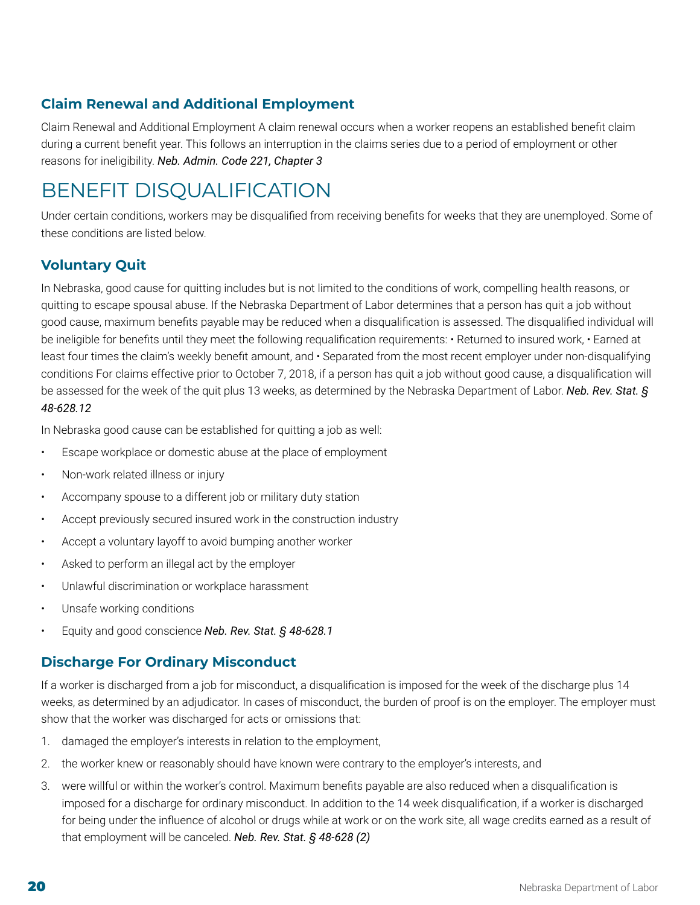### Claim Renewal and Additional Employment

Claim Renewal and Additional Employment A claim renewal occurs when a worker reopens an established benefit claim during a current benefit year. This follows an interruption in the claims series due to a period of employment or other reasons for ineligibility. ***Neb. Admin. Code 221, Chapter 3***

# BENEFIT DISQUALIFICATION

Under certain conditions, workers may be disqualified from receiving benefits for weeks that they are unemployed. Some of these conditions are listed below.

### Voluntary Quit

In Nebraska, good cause for quitting includes but is not limited to the conditions of work, compelling health reasons, or quitting to escape spousal abuse. If the Nebraska Department of Labor determines that a person has quit a job without good cause, maximum benefits payable may be reduced when a disqualification is assessed. The disqualified individual will be ineligible for benefits until they meet the following requalification requirements: • Returned to insured work, • Earned at least four times the claim's weekly benefit amount, and • Separated from the most recent employer under non-disqualifying conditions For claims effective prior to October 7, 2018, if a person has quit a job without good cause, a disqualification will be assessed for the week of the quit plus 13 weeks, as determined by the Nebraska Department of Labor. ***Neb. Rev. Stat. § 48-628.12***

In Nebraska good cause can be established for quitting a job as well:

- Escape workplace or domestic abuse at the place of employment
- Non-work related illness or injury
- Accompany spouse to a different job or military duty station
- Accept previously secured insured work in the construction industry
- Accept a voluntary layoff to avoid bumping another worker
- Asked to perform an illegal act by the employer
- Unlawful discrimination or workplace harassment
- Unsafe working conditions
- Equity and good conscience ***Neb. Rev. Stat. § 48-628.1***

### Discharge For Ordinary Misconduct

If a worker is discharged from a job for misconduct, a disqualification is imposed for the week of the discharge plus 14 weeks, as determined by an adjudicator. In cases of misconduct, the burden of proof is on the employer. The employer must show that the worker was discharged for acts or omissions that:

1. damaged the employer's interests in relation to the employment,
2. the worker knew or reasonably should have known were contrary to the employer's interests, and
3. were willful or within the worker's control. Maximum benefits payable are also reduced when a disqualification is imposed for a discharge for ordinary misconduct. In addition to the 14 week disqualification, if a worker is discharged for being under the influence of alcohol or drugs while at work or on the work site, all wage credits earned as a result of that employment will be canceled. ***Neb. Rev. Stat. § 48-628 (2)***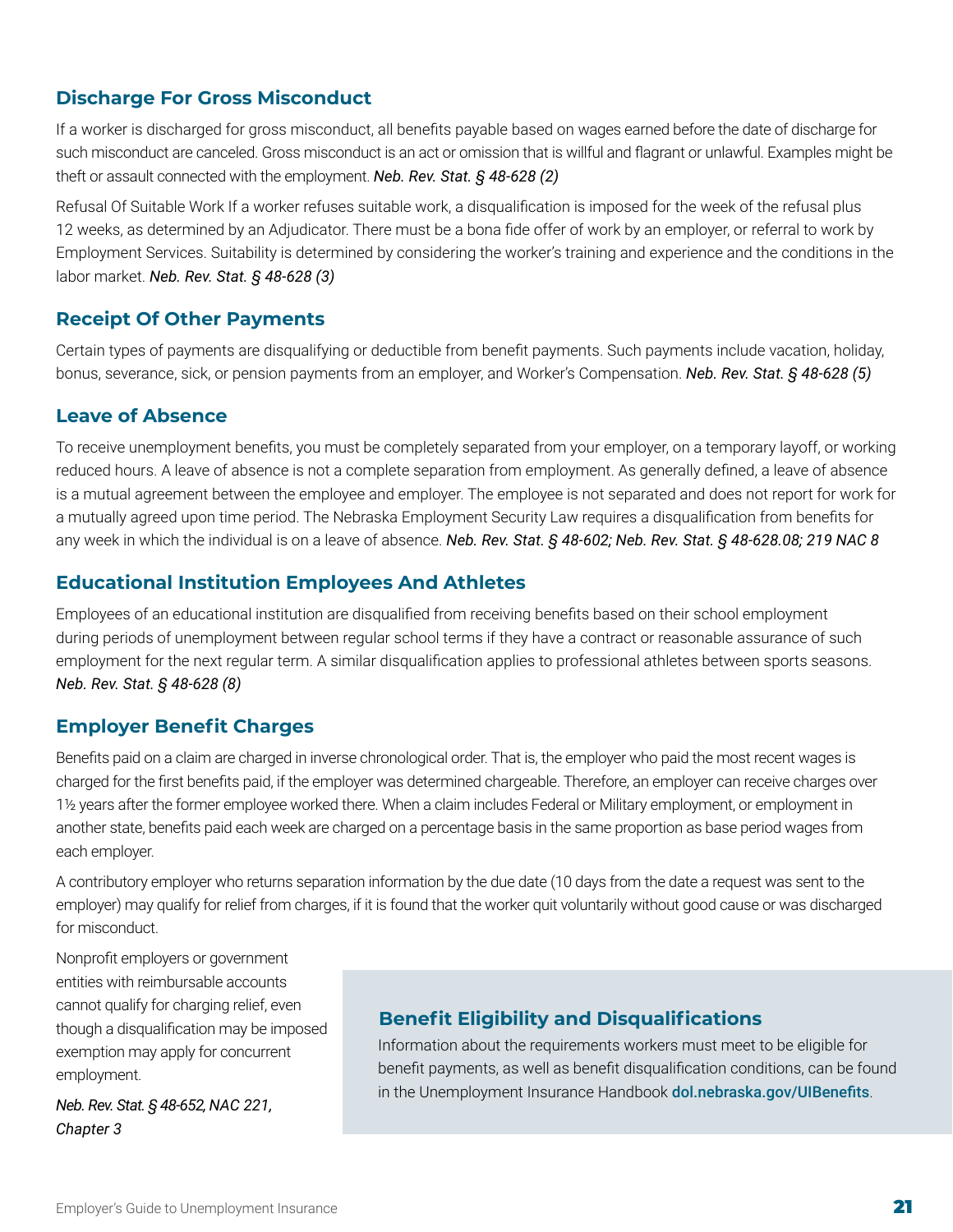### Discharge For Gross Misconduct

If a worker is discharged for gross misconduct, all benefits payable based on wages earned before the date of discharge for such misconduct are canceled. Gross misconduct is an act or omission that is willful and flagrant or unlawful. Examples might be theft or assault connected with the employment. ***Neb. Rev. Stat. § 48-628 (2)***

Refusal Of Suitable Work If a worker refuses suitable work, a disqualification is imposed for the week of the refusal plus 12 weeks, as determined by an Adjudicator. There must be a bona fide offer of work by an employer, or referral to work by Employment Services. Suitability is determined by considering the worker's training and experience and the conditions in the labor market. ***Neb. Rev. Stat. § 48-628 (3)***

### Receipt Of Other Payments

Certain types of payments are disqualifying or deductible from benefit payments. Such payments include vacation, holiday, bonus, severance, sick, or pension payments from an employer, and Worker's Compensation. ***Neb. Rev. Stat. § 48-628 (5)***

### Leave of Absence

To receive unemployment benefits, you must be completely separated from your employer, on a temporary layoff, or working reduced hours. A leave of absence is not a complete separation from employment. As generally defined, a leave of absence is a mutual agreement between the employee and employer. The employee is not separated and does not report for work for a mutually agreed upon time period. The Nebraska Employment Security Law requires a disqualification from benefits for any week in which the individual is on a leave of absence. ***Neb. Rev. Stat. § 48-602; Neb. Rev. Stat. § 48-628.08; 219 NAC 8***

### Educational Institution Employees And Athletes

Employees of an educational institution are disqualified from receiving benefits based on their school employment during periods of unemployment between regular school terms if they have a contract or reasonable assurance of such employment for the next regular term. A similar disqualification applies to professional athletes between sports seasons. ***Neb. Rev. Stat. § 48-628 (8)***

### Employer Benefit Charges

Benefits paid on a claim are charged in inverse chronological order. That is, the employer who paid the most recent wages is charged for the first benefits paid, if the employer was determined chargeable. Therefore, an employer can receive charges over 1½ years after the former employee worked there. When a claim includes Federal or Military employment, or employment in another state, benefits paid each week are charged on a percentage basis in the same proportion as base period wages from each employer.

A contributory employer who returns separation information by the due date (10 days from the date a request was sent to the employer) may qualify for relief from charges, if it is found that the worker quit voluntarily without good cause or was discharged for misconduct.

Nonprofit employers or government entities with reimbursable accounts cannot qualify for charging relief, even though a disqualification may be imposed exemption may apply for concurrent employment.

*Neb. Rev. Stat. § 48-652, NAC 221, Chapter 3*

### Benefit Eligibility and Disqualifications

Information about the requirements workers must meet to be eligible for benefit payments, as well as benefit disqualification conditions, can be found in the Unemployment Insurance Handbook **dol.nebraska.gov/UIBenefits**.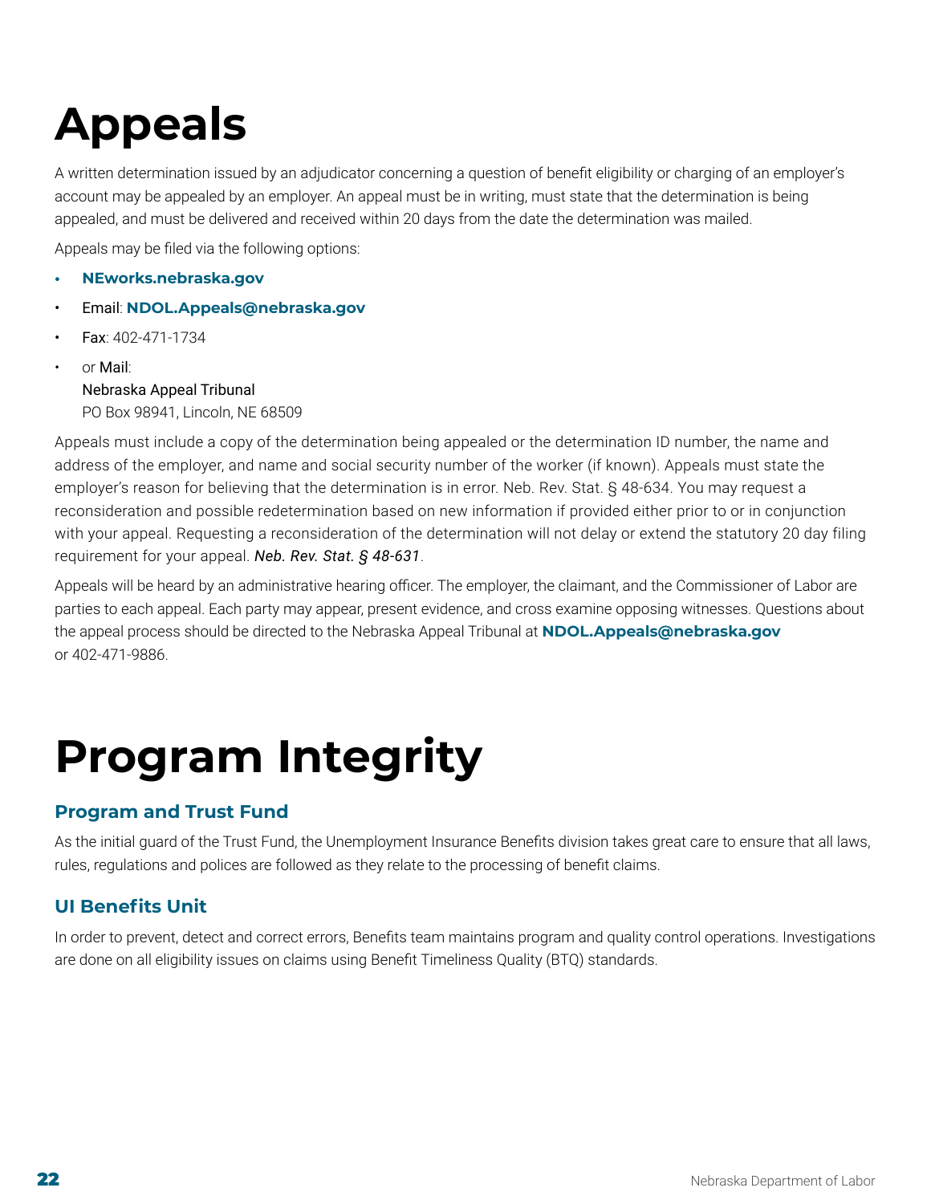# Appeals

A written determination issued by an adjudicator concerning a question of benefit eligibility or charging of an employer's account may be appealed by an employer. An appeal must be in writing, must state that the determination is being appealed, and must be delivered and received within 20 days from the date the determination was mailed.

Appeals may be filed via the following options:

- **NEworks.nebraska.gov**
- Email: **NDOL.Appeals@nebraska.gov**
- Fax: 402-471-1734
- or Mail:
  Nebraska Appeal Tribunal
  PO Box 98941, Lincoln, NE 68509

Appeals must include a copy of the determination being appealed or the determination ID number, the name and address of the employer, and name and social security number of the worker (if known). Appeals must state the employer's reason for believing that the determination is in error. Neb. Rev. Stat. § 48-634. You may request a reconsideration and possible redetermination based on new information if provided either prior to or in conjunction with your appeal. Requesting a reconsideration of the determination will not delay or extend the statutory 20 day filing requirement for your appeal. ***Neb. Rev. Stat. § 48-631***.

Appeals will be heard by an administrative hearing officer. The employer, the claimant, and the Commissioner of Labor are parties to each appeal. Each party may appear, present evidence, and cross examine opposing witnesses. Questions about the appeal process should be directed to the Nebraska Appeal Tribunal at **NDOL.Appeals@nebraska.gov** or 402-471-9886.

# Program Integrity

## Program and Trust Fund

As the initial guard of the Trust Fund, the Unemployment Insurance Benefits division takes great care to ensure that all laws, rules, regulations and polices are followed as they relate to the processing of benefit claims.

## UI Benefits Unit

In order to prevent, detect and correct errors, Benefits team maintains program and quality control operations. Investigations are done on all eligibility issues on claims using Benefit Timeliness Quality (BTQ) standards.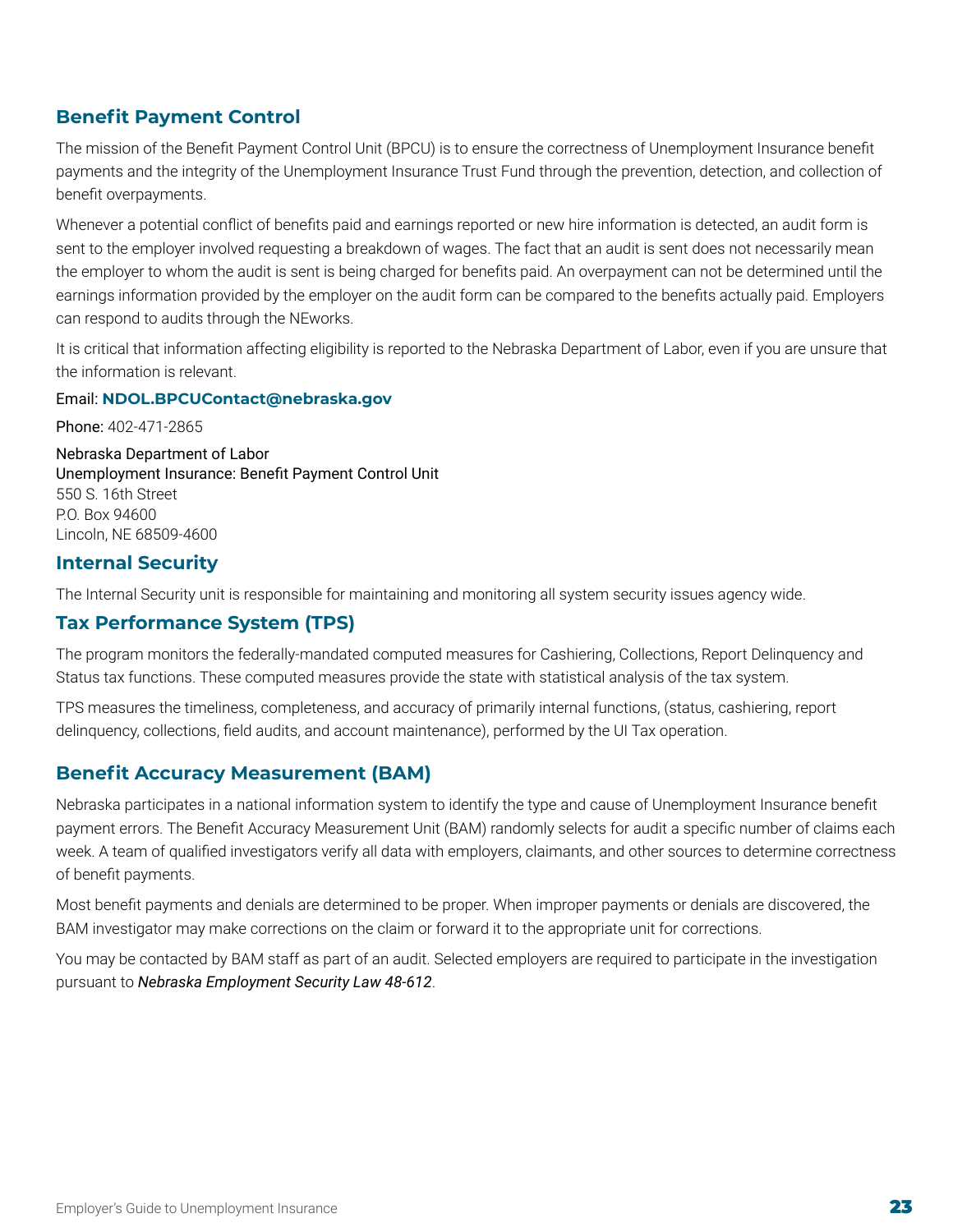## Benefit Payment Control

The mission of the Benefit Payment Control Unit (BPCU) is to ensure the correctness of Unemployment Insurance benefit payments and the integrity of the Unemployment Insurance Trust Fund through the prevention, detection, and collection of benefit overpayments.

Whenever a potential conflict of benefits paid and earnings reported or new hire information is detected, an audit form is sent to the employer involved requesting a breakdown of wages. The fact that an audit is sent does not necessarily mean the employer to whom the audit is sent is being charged for benefits paid. An overpayment can not be determined until the earnings information provided by the employer on the audit form can be compared to the benefits actually paid. Employers can respond to audits through the NEworks.

It is critical that information affecting eligibility is reported to the Nebraska Department of Labor, even if you are unsure that the information is relevant.

Email: **NDOL.BPCUContact@nebraska.gov**

Phone: 402-471-2865

Nebraska Department of Labor
Unemployment Insurance: Benefit Payment Control Unit
550 S. 16th Street
P.O. Box 94600
Lincoln, NE 68509-4600

## Internal Security

The Internal Security unit is responsible for maintaining and monitoring all system security issues agency wide.

## Tax Performance System (TPS)

The program monitors the federally-mandated computed measures for Cashiering, Collections, Report Delinquency and Status tax functions. These computed measures provide the state with statistical analysis of the tax system.

TPS measures the timeliness, completeness, and accuracy of primarily internal functions, (status, cashiering, report delinquency, collections, field audits, and account maintenance), performed by the UI Tax operation.

## Benefit Accuracy Measurement (BAM)

Nebraska participates in a national information system to identify the type and cause of Unemployment Insurance benefit payment errors. The Benefit Accuracy Measurement Unit (BAM) randomly selects for audit a specific number of claims each week. A team of qualified investigators verify all data with employers, claimants, and other sources to determine correctness of benefit payments.

Most benefit payments and denials are determined to be proper. When improper payments or denials are discovered, the BAM investigator may make corrections on the claim or forward it to the appropriate unit for corrections.

You may be contacted by BAM staff as part of an audit. Selected employers are required to participate in the investigation pursuant to ***Nebraska Employment Security Law 48-612***.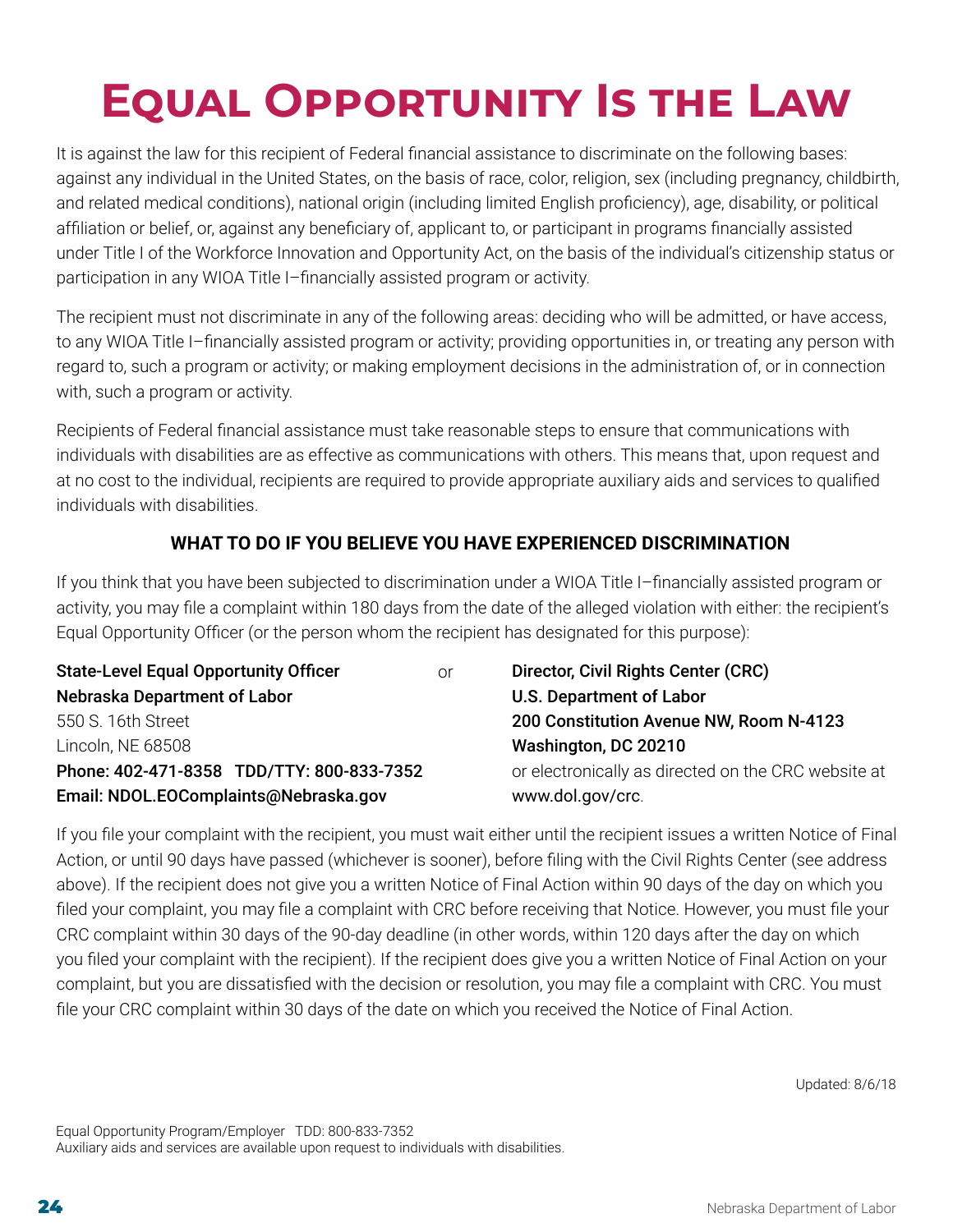# Equal Opportunity Is the Law

It is against the law for this recipient of Federal financial assistance to discriminate on the following bases: against any individual in the United States, on the basis of race, color, religion, sex (including pregnancy, childbirth, and related medical conditions), national origin (including limited English proficiency), age, disability, or political affiliation or belief, or, against any beneficiary of, applicant to, or participant in programs financially assisted under Title I of the Workforce Innovation and Opportunity Act, on the basis of the individual's citizenship status or participation in any WIOA Title I–financially assisted program or activity.

The recipient must not discriminate in any of the following areas: deciding who will be admitted, or have access, to any WIOA Title I–financially assisted program or activity; providing opportunities in, or treating any person with regard to, such a program or activity; or making employment decisions in the administration of, or in connection with, such a program or activity.

Recipients of Federal financial assistance must take reasonable steps to ensure that communications with individuals with disabilities are as effective as communications with others. This means that, upon request and at no cost to the individual, recipients are required to provide appropriate auxiliary aids and services to qualified individuals with disabilities.

## WHAT TO DO IF YOU BELIEVE YOU HAVE EXPERIENCED DISCRIMINATION

If you think that you have been subjected to discrimination under a WIOA Title I–financially assisted program or activity, you may file a complaint within 180 days from the date of the alleged violation with either: the recipient's Equal Opportunity Officer (or the person whom the recipient has designated for this purpose):

**State-Level Equal Opportunity Officer**
**Nebraska Department of Labor**
550 S. 16th Street
Lincoln, NE 68508
**Phone: 402-471-8358 TDD/TTY: 800-833-7352**
**Email: NDOL.EOComplaints@Nebraska.gov**

or

**Director, Civil Rights Center (CRC)**
**U.S. Department of Labor**
**200 Constitution Avenue NW, Room N-4123**
**Washington, DC 20210**
or electronically as directed on the CRC website at www.dol.gov/crc.

If you file your complaint with the recipient, you must wait either until the recipient issues a written Notice of Final Action, or until 90 days have passed (whichever is sooner), before filing with the Civil Rights Center (see address above). If the recipient does not give you a written Notice of Final Action within 90 days of the day on which you filed your complaint, you may file a complaint with CRC before receiving that Notice. However, you must file your CRC complaint within 30 days of the 90-day deadline (in other words, within 120 days after the day on which you filed your complaint with the recipient). If the recipient does give you a written Notice of Final Action on your complaint, but you are dissatisfied with the decision or resolution, you may file a complaint with CRC. You must file your CRC complaint within 30 days of the date on which you received the Notice of Final Action.

Updated: 8/6/18

Equal Opportunity Program/Employer TDD: 800-833-7352
Auxiliary aids and services are available upon request to individuals with disabilities.